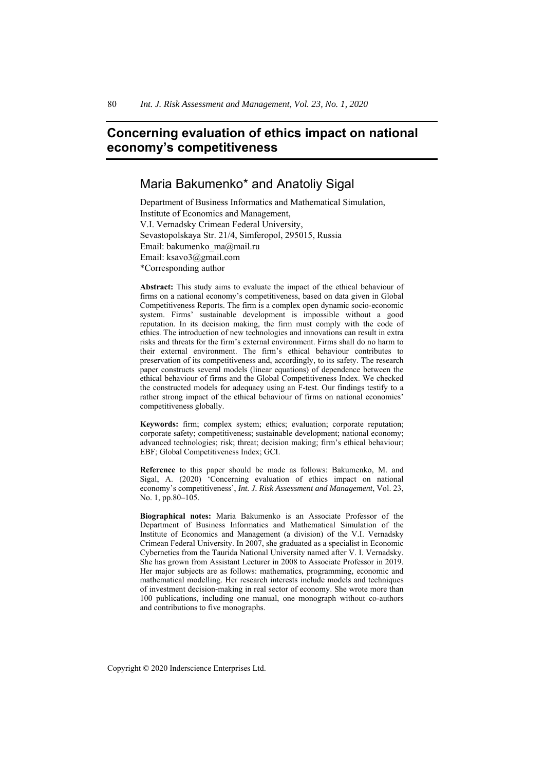# Concerning evaluation of ethics impact on national economy's competitiveness

## Maria Bakumenko* and Anatoliy Sigal

Department of Business Informatics and Mathematical Simulation,
Institute of Economics and Management,
V.I. Vernadsky Crimean Federal University,
Sevastopolskaya Str. 21/4, Simferopol, 295015, Russia
Email: bakumenko_ma@mail.ru
Email: ksavo3@gmail.com
*Corresponding author

**Abstract:** This study aims to evaluate the impact of the ethical behaviour of firms on a national economy's competitiveness, based on data given in Global Competitiveness Reports. The firm is a complex open dynamic socio-economic system. Firms' sustainable development is impossible without a good reputation. In its decision making, the firm must comply with the code of ethics. The introduction of new technologies and innovations can result in extra risks and threats for the firm's external environment. Firms shall do no harm to their external environment. The firm's ethical behaviour contributes to preservation of its competitiveness and, accordingly, to its safety. The research paper constructs several models (linear equations) of dependence between the ethical behaviour of firms and the Global Competitiveness Index. We checked the constructed models for adequacy using an F-test. Our findings testify to a rather strong impact of the ethical behaviour of firms on national economies' competitiveness globally.

**Keywords:** firm; complex system; ethics; evaluation; corporate reputation; corporate safety; competitiveness; sustainable development; national economy; advanced technologies; risk; threat; decision making; firm's ethical behaviour; EBF; Global Competitiveness Index; GCI.

**Reference** to this paper should be made as follows: Bakumenko, M. and Sigal, A. (2020) 'Concerning evaluation of ethics impact on national economy's competitiveness', *Int. J. Risk Assessment and Management*, Vol. 23, No. 1, pp.80–105.

**Biographical notes:** Maria Bakumenko is an Associate Professor of the Department of Business Informatics and Mathematical Simulation of the Institute of Economics and Management (a division) of the V.I. Vernadsky Crimean Federal University. In 2007, she graduated as a specialist in Economic Cybernetics from the Taurida National University named after V. I. Vernadsky. She has grown from Assistant Lecturer in 2008 to Associate Professor in 2019. Her major subjects are as follows: mathematics, programming, economic and mathematical modelling. Her research interests include models and techniques of investment decision-making in real sector of economy. She wrote more than 100 publications, including one manual, one monograph without co-authors and contributions to five monographs.

Copyright © 2020 Inderscience Enterprises Ltd.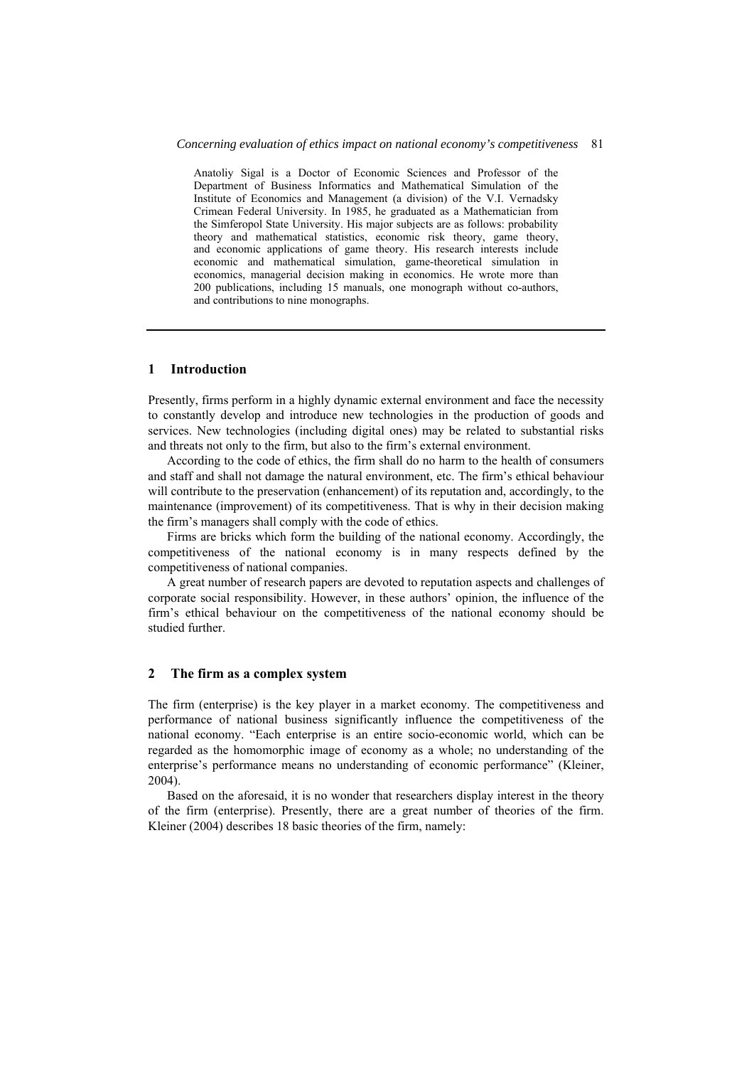Anatoliy Sigal is a Doctor of Economic Sciences and Professor of the Department of Business Informatics and Mathematical Simulation of the Institute of Economics and Management (a division) of the V.I. Vernadsky Crimean Federal University. In 1985, he graduated as a Mathematician from the Simferopol State University. His major subjects are as follows: probability theory and mathematical statistics, economic risk theory, game theory, and economic applications of game theory. His research interests include economic and mathematical simulation, game-theoretical simulation in economics, managerial decision making in economics. He wrote more than 200 publications, including 15 manuals, one monograph without co-authors, and contributions to nine monographs.

## 1 Introduction

Presently, firms perform in a highly dynamic external environment and face the necessity to constantly develop and introduce new technologies in the production of goods and services. New technologies (including digital ones) may be related to substantial risks and threats not only to the firm, but also to the firm's external environment.

According to the code of ethics, the firm shall do no harm to the health of consumers and staff and shall not damage the natural environment, etc. The firm's ethical behaviour will contribute to the preservation (enhancement) of its reputation and, accordingly, to the maintenance (improvement) of its competitiveness. That is why in their decision making the firm's managers shall comply with the code of ethics.

Firms are bricks which form the building of the national economy. Accordingly, the competitiveness of the national economy is in many respects defined by the competitiveness of national companies.

A great number of research papers are devoted to reputation aspects and challenges of corporate social responsibility. However, in these authors' opinion, the influence of the firm's ethical behaviour on the competitiveness of the national economy should be studied further.

## 2 The firm as a complex system

The firm (enterprise) is the key player in a market economy. The competitiveness and performance of national business significantly influence the competitiveness of the national economy. "Each enterprise is an entire socio-economic world, which can be regarded as the homomorphic image of economy as a whole; no understanding of the enterprise's performance means no understanding of economic performance" (Kleiner, 2004).

Based on the aforesaid, it is no wonder that researchers display interest in the theory of the firm (enterprise). Presently, there are a great number of theories of the firm. Kleiner (2004) describes 18 basic theories of the firm, namely: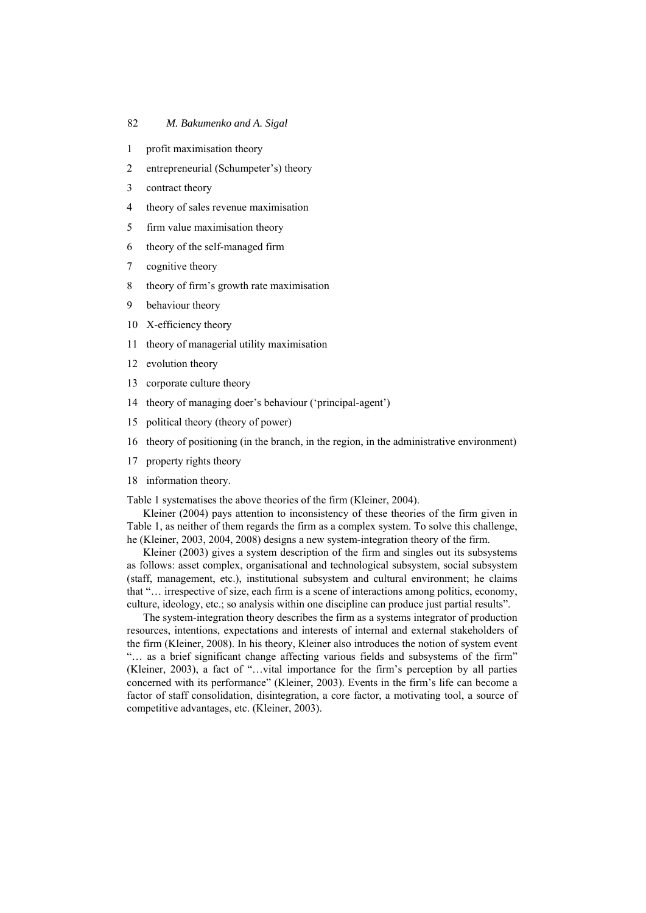1. profit maximisation theory
2. entrepreneurial (Schumpeter's) theory
3. contract theory
4. theory of sales revenue maximisation
5. firm value maximisation theory
6. theory of the self-managed firm
7. cognitive theory
8. theory of firm's growth rate maximisation
9. behaviour theory
10. X-efficiency theory
11. theory of managerial utility maximisation
12. evolution theory
13. corporate culture theory
14. theory of managing doer's behaviour ('principal-agent')
15. political theory (theory of power)
16. theory of positioning (in the branch, in the region, in the administrative environment)
17. property rights theory
18. information theory.

Table 1 systematises the above theories of the firm (Kleiner, 2004).

Kleiner (2004) pays attention to inconsistency of these theories of the firm given in Table 1, as neither of them regards the firm as a complex system. To solve this challenge, he (Kleiner, 2003, 2004, 2008) designs a new system-integration theory of the firm.

Kleiner (2003) gives a system description of the firm and singles out its subsystems as follows: asset complex, organisational and technological subsystem, social subsystem (staff, management, etc.), institutional subsystem and cultural environment; he claims that "… irrespective of size, each firm is a scene of interactions among politics, economy, culture, ideology, etc.; so analysis within one discipline can produce just partial results".

The system-integration theory describes the firm as a systems integrator of production resources, intentions, expectations and interests of internal and external stakeholders of the firm (Kleiner, 2008). In his theory, Kleiner also introduces the notion of system event "… as a brief significant change affecting various fields and subsystems of the firm" (Kleiner, 2003), a fact of "…vital importance for the firm's perception by all parties concerned with its performance" (Kleiner, 2003). Events in the firm's life can become a factor of staff consolidation, disintegration, a core factor, a motivating tool, a source of competitive advantages, etc. (Kleiner, 2003).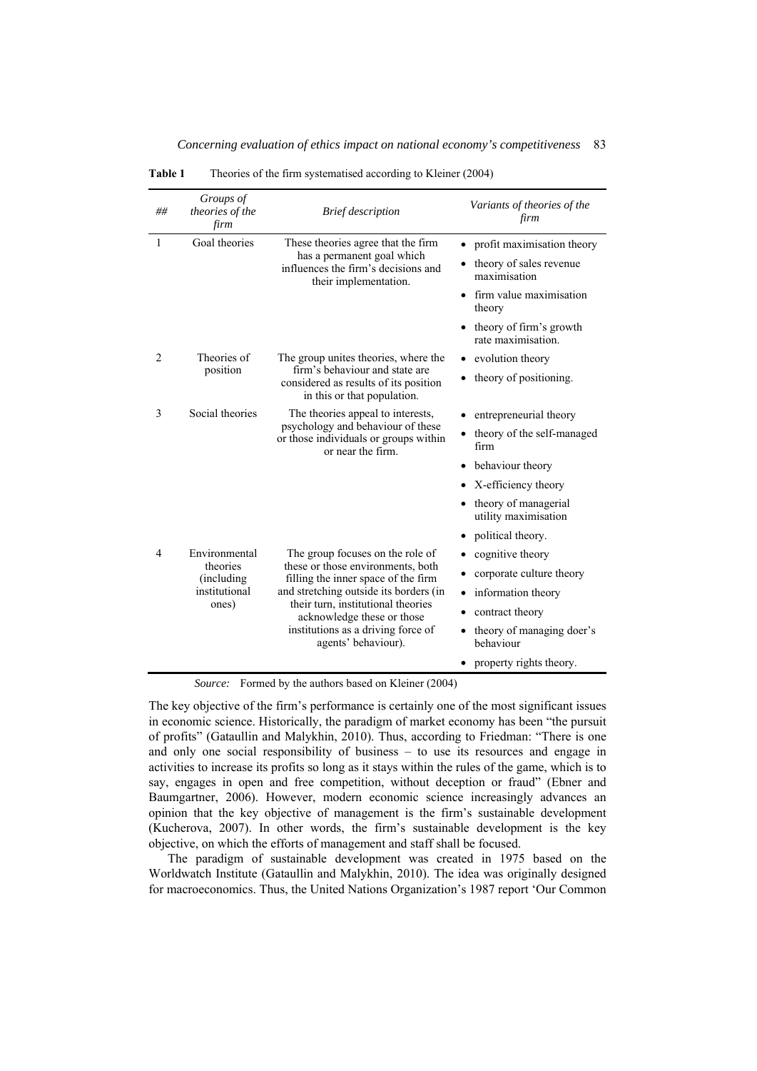**Table 1** Theories of the firm systematised according to Kleiner (2004)

| ## | *Groups of theories of the firm* | *Brief description* | *Variants of theories of the firm* |
|---|---|---|---|
| 1 | Goal theories | These theories agree that the firm has a permanent goal which influences the firm's decisions and their implementation. | • profit maximisation theory<br>• theory of sales revenue maximisation<br>• firm value maximisation theory<br>• theory of firm's growth rate maximisation. |
| 2 | Theories of position | The group unites theories, where the firm's behaviour and state are considered as results of its position in this or that population. | • evolution theory<br>• theory of positioning. |
| 3 | Social theories | The theories appeal to interests, psychology and behaviour of these or those individuals or groups within or near the firm. | • entrepreneurial theory<br>• theory of the self-managed firm<br>• behaviour theory<br>• X-efficiency theory<br>• theory of managerial utility maximisation<br>• political theory. |
| 4 | Environmental theories (including institutional ones) | The group focuses on the role of these or those environments, both filling the inner space of the firm and stretching outside its borders (in their turn, institutional theories acknowledge these or those institutions as a driving force of agents' behaviour). | • cognitive theory<br>• corporate culture theory<br>• information theory<br>• contract theory<br>• theory of managing doer's behaviour<br>• property rights theory. |

*Source:* Formed by the authors based on Kleiner (2004)

The key objective of the firm's performance is certainly one of the most significant issues in economic science. Historically, the paradigm of market economy has been "the pursuit of profits" (Gataullin and Malykhin, 2010). Thus, according to Friedman: "There is one and only one social responsibility of business – to use its resources and engage in activities to increase its profits so long as it stays within the rules of the game, which is to say, engages in open and free competition, without deception or fraud" (Ebner and Baumgartner, 2006). However, modern economic science increasingly advances an opinion that the key objective of management is the firm's sustainable development (Kucherova, 2007). In other words, the firm's sustainable development is the key objective, on which the efforts of management and staff shall be focused.

The paradigm of sustainable development was created in 1975 based on the Worldwatch Institute (Gataullin and Malykhin, 2010). The idea was originally designed for macroeconomics. Thus, the United Nations Organization's 1987 report 'Our Common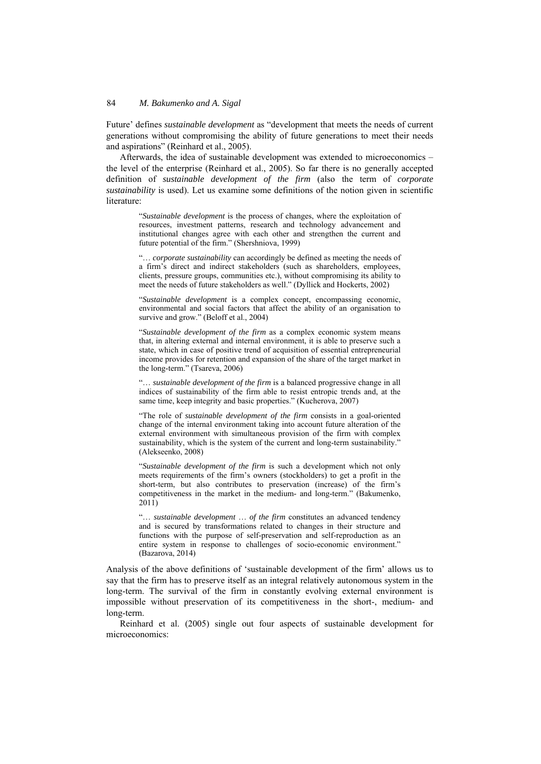Future' defines *sustainable development* as "development that meets the needs of current generations without compromising the ability of future generations to meet their needs and aspirations" (Reinhard et al., 2005).

Afterwards, the idea of sustainable development was extended to microeconomics – the level of the enterprise (Reinhard et al., 2005). So far there is no generally accepted definition of *sustainable development of the firm* (also the term of *corporate sustainability* is used). Let us examine some definitions of the notion given in scientific literature:

> "*Sustainable development* is the process of changes, where the exploitation of resources, investment patterns, research and technology advancement and institutional changes agree with each other and strengthen the current and future potential of the firm." (Shershniova, 1999)

> "… *corporate sustainability* can accordingly be defined as meeting the needs of a firm's direct and indirect stakeholders (such as shareholders, employees, clients, pressure groups, communities etc.), without compromising its ability to meet the needs of future stakeholders as well." (Dyllick and Hockerts, 2002)

> "*Sustainable development* is a complex concept, encompassing economic, environmental and social factors that affect the ability of an organisation to survive and grow." (Beloff et al., 2004)

> "*Sustainable development of the firm* as a complex economic system means that, in altering external and internal environment, it is able to preserve such a state, which in case of positive trend of acquisition of essential entrepreneurial income provides for retention and expansion of the share of the target market in the long-term." (Tsareva, 2006)

> "… *sustainable development of the firm* is a balanced progressive change in all indices of sustainability of the firm able to resist entropic trends and, at the same time, keep integrity and basic properties." (Kucherova, 2007)

> "The role of *sustainable development of the firm* consists in a goal-oriented change of the internal environment taking into account future alteration of the external environment with simultaneous provision of the firm with complex sustainability, which is the system of the current and long-term sustainability." (Alekseenko, 2008)

> "*Sustainable development of the firm* is such a development which not only meets requirements of the firm's owners (stockholders) to get a profit in the short-term, but also contributes to preservation (increase) of the firm's competitiveness in the market in the medium- and long-term." (Bakumenko, 2011)

> "… *sustainable development … of the firm* constitutes an advanced tendency and is secured by transformations related to changes in their structure and functions with the purpose of self-preservation and self-reproduction as an entire system in response to challenges of socio-economic environment." (Bazarova, 2014)

Analysis of the above definitions of 'sustainable development of the firm' allows us to say that the firm has to preserve itself as an integral relatively autonomous system in the long-term. The survival of the firm in constantly evolving external environment is impossible without preservation of its competitiveness in the short-, medium- and long-term.

Reinhard et al. (2005) single out four aspects of sustainable development for microeconomics: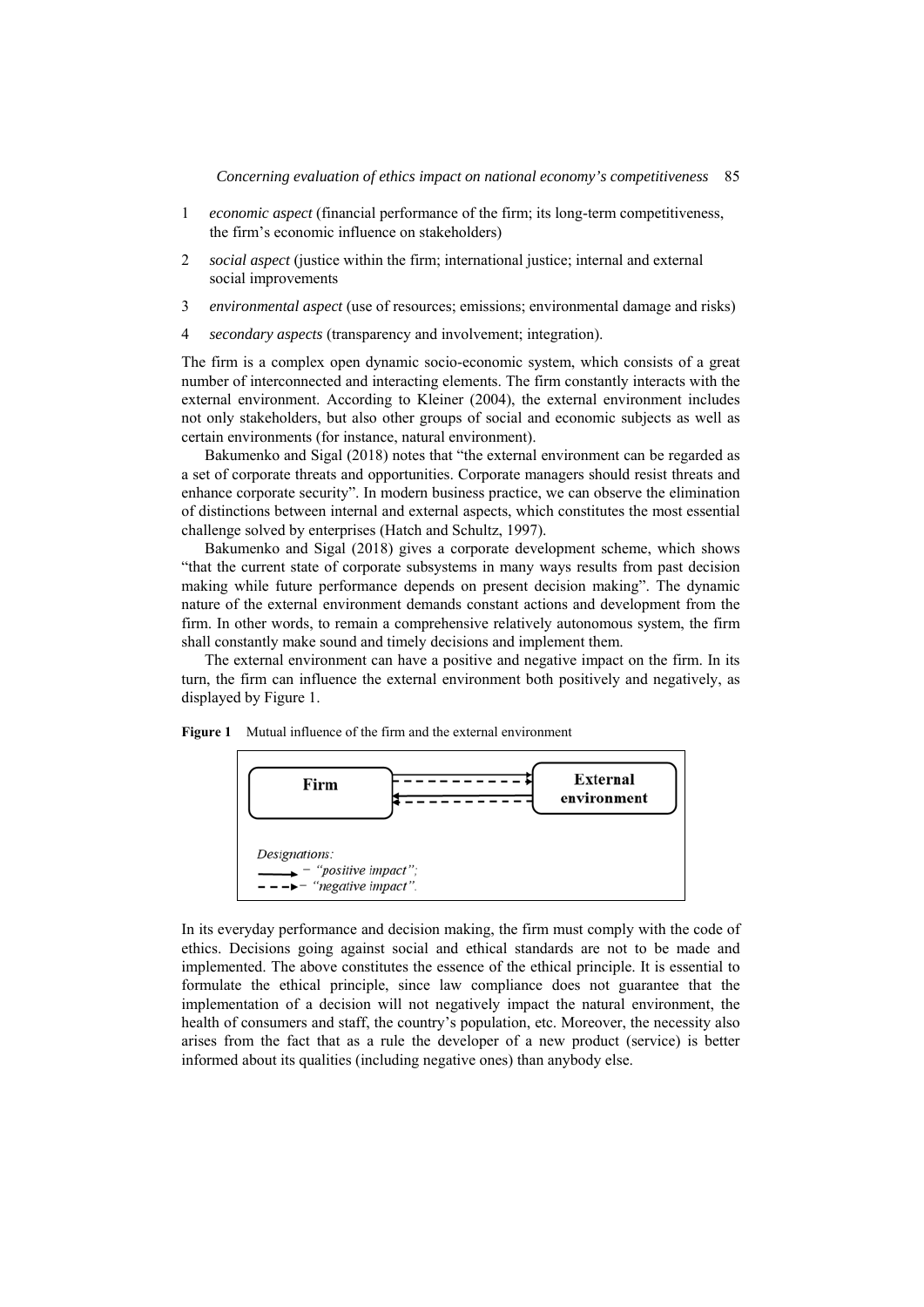1 *economic aspect* (financial performance of the firm; its long-term competitiveness, the firm's economic influence on stakeholders)

2 *social aspect* (justice within the firm; international justice; internal and external social improvements

3 *environmental aspect* (use of resources; emissions; environmental damage and risks)

4 *secondary aspects* (transparency and involvement; integration).

The firm is a complex open dynamic socio-economic system, which consists of a great number of interconnected and interacting elements. The firm constantly interacts with the external environment. According to Kleiner (2004), the external environment includes not only stakeholders, but also other groups of social and economic subjects as well as certain environments (for instance, natural environment).

Bakumenko and Sigal (2018) notes that "the external environment can be regarded as a set of corporate threats and opportunities. Corporate managers should resist threats and enhance corporate security". In modern business practice, we can observe the elimination of distinctions between internal and external aspects, which constitutes the most essential challenge solved by enterprises (Hatch and Schultz, 1997).

Bakumenko and Sigal (2018) gives a corporate development scheme, which shows "that the current state of corporate subsystems in many ways results from past decision making while future performance depends on present decision making". The dynamic nature of the external environment demands constant actions and development from the firm. In other words, to remain a comprehensive relatively autonomous system, the firm shall constantly make sound and timely decisions and implement them.

The external environment can have a positive and negative impact on the firm. In its turn, the firm can influence the external environment both positively and negatively, as displayed by Figure 1.

**Figure 1** Mutual influence of the firm and the external environment

Firm ⇄ External environment

*Designations:*
→ – *"positive impact"*;
- - -▸ – *"negative impact"*.

In its everyday performance and decision making, the firm must comply with the code of ethics. Decisions going against social and ethical standards are not to be made and implemented. The above constitutes the essence of the ethical principle. It is essential to formulate the ethical principle, since law compliance does not guarantee that the implementation of a decision will not negatively impact the natural environment, the health of consumers and staff, the country's population, etc. Moreover, the necessity also arises from the fact that as a rule the developer of a new product (service) is better informed about its qualities (including negative ones) than anybody else.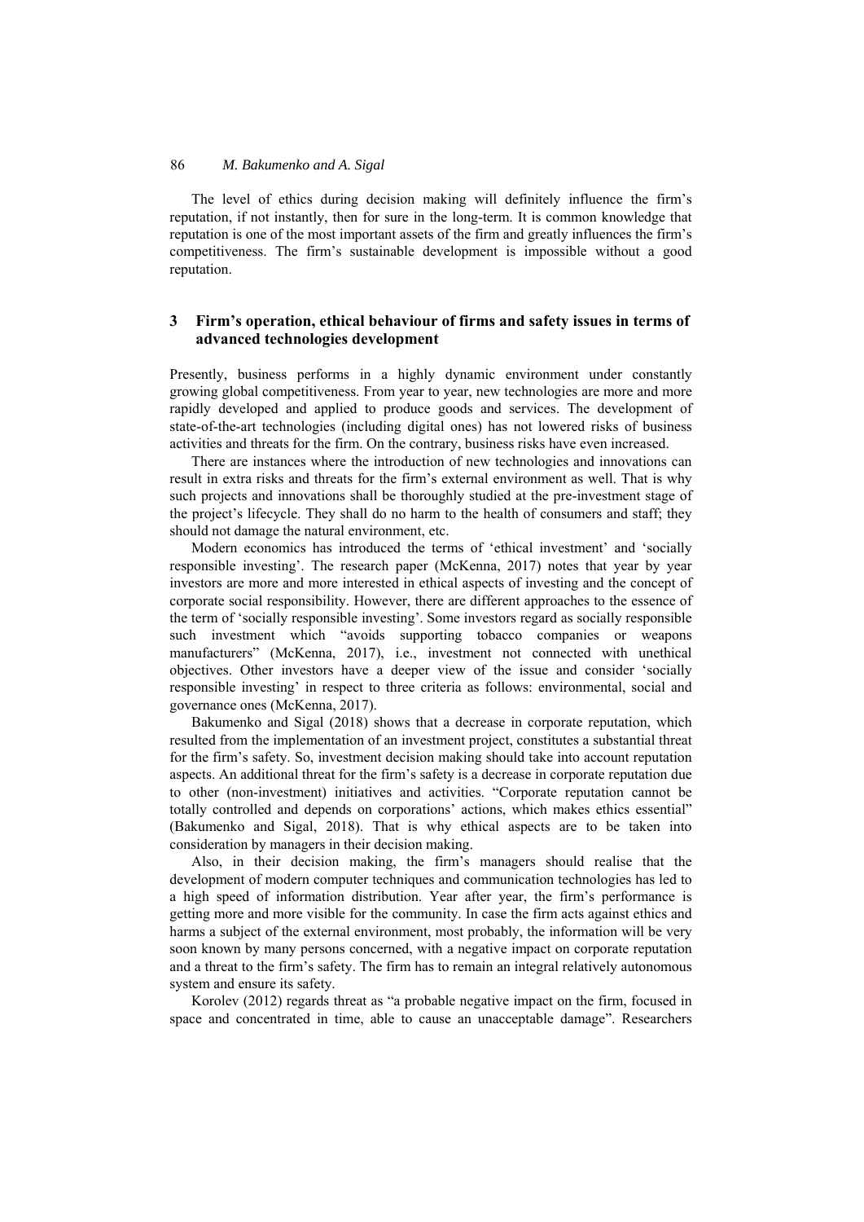The level of ethics during decision making will definitely influence the firm's reputation, if not instantly, then for sure in the long-term. It is common knowledge that reputation is one of the most important assets of the firm and greatly influences the firm's competitiveness. The firm's sustainable development is impossible without a good reputation.

## 3 Firm's operation, ethical behaviour of firms and safety issues in terms of advanced technologies development

Presently, business performs in a highly dynamic environment under constantly growing global competitiveness. From year to year, new technologies are more and more rapidly developed and applied to produce goods and services. The development of state-of-the-art technologies (including digital ones) has not lowered risks of business activities and threats for the firm. On the contrary, business risks have even increased.

There are instances where the introduction of new technologies and innovations can result in extra risks and threats for the firm's external environment as well. That is why such projects and innovations shall be thoroughly studied at the pre-investment stage of the project's lifecycle. They shall do no harm to the health of consumers and staff; they should not damage the natural environment, etc.

Modern economics has introduced the terms of 'ethical investment' and 'socially responsible investing'. The research paper (McKenna, 2017) notes that year by year investors are more and more interested in ethical aspects of investing and the concept of corporate social responsibility. However, there are different approaches to the essence of the term of 'socially responsible investing'. Some investors regard as socially responsible such investment which "avoids supporting tobacco companies or weapons manufacturers" (McKenna, 2017), i.e., investment not connected with unethical objectives. Other investors have a deeper view of the issue and consider 'socially responsible investing' in respect to three criteria as follows: environmental, social and governance ones (McKenna, 2017).

Bakumenko and Sigal (2018) shows that a decrease in corporate reputation, which resulted from the implementation of an investment project, constitutes a substantial threat for the firm's safety. So, investment decision making should take into account reputation aspects. An additional threat for the firm's safety is a decrease in corporate reputation due to other (non-investment) initiatives and activities. "Corporate reputation cannot be totally controlled and depends on corporations' actions, which makes ethics essential" (Bakumenko and Sigal, 2018). That is why ethical aspects are to be taken into consideration by managers in their decision making.

Also, in their decision making, the firm's managers should realise that the development of modern computer techniques and communication technologies has led to a high speed of information distribution. Year after year, the firm's performance is getting more and more visible for the community. In case the firm acts against ethics and harms a subject of the external environment, most probably, the information will be very soon known by many persons concerned, with a negative impact on corporate reputation and a threat to the firm's safety. The firm has to remain an integral relatively autonomous system and ensure its safety.

Korolev (2012) regards threat as "a probable negative impact on the firm, focused in space and concentrated in time, able to cause an unacceptable damage". Researchers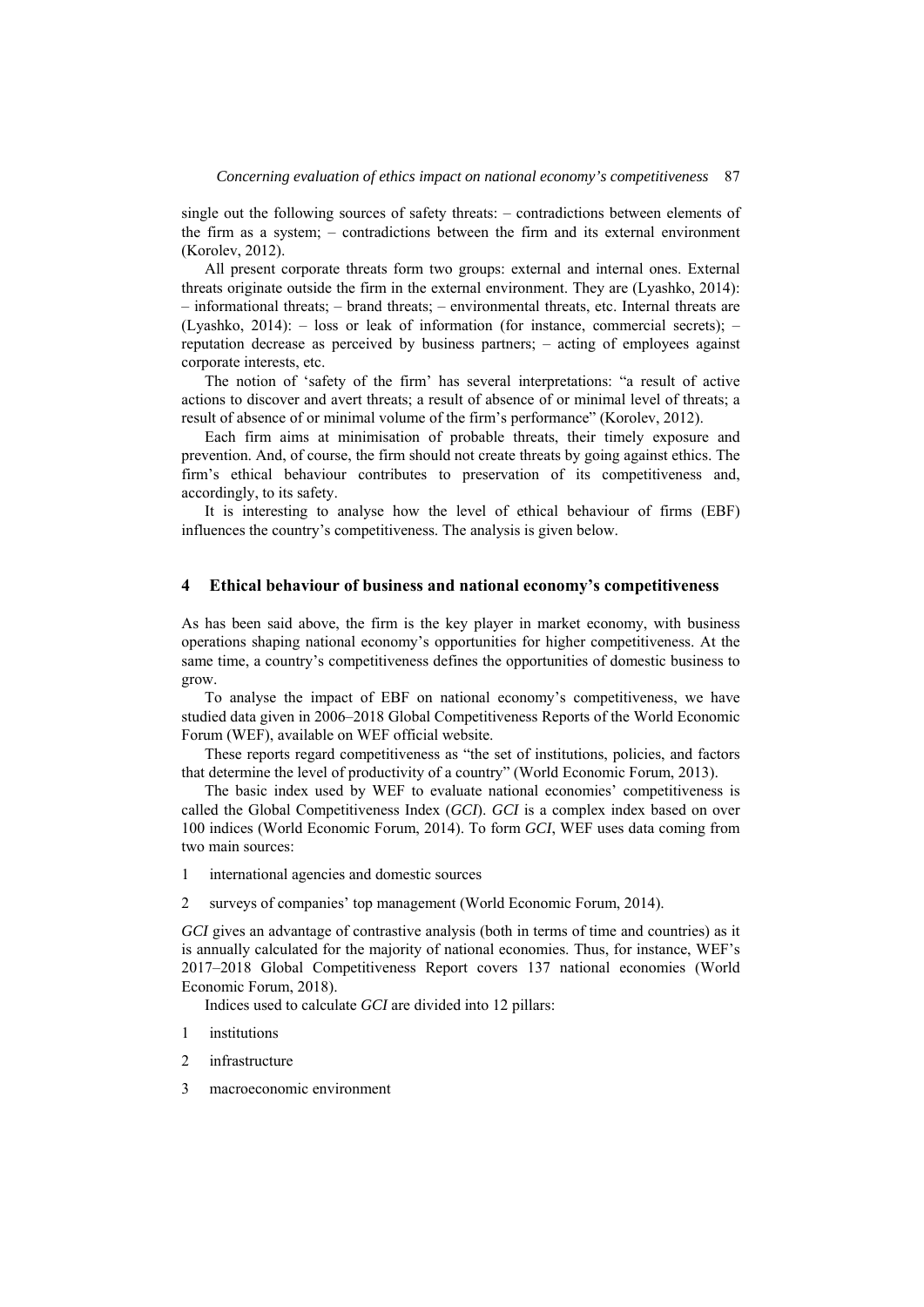single out the following sources of safety threats: – contradictions between elements of the firm as a system; – contradictions between the firm and its external environment (Korolev, 2012).

All present corporate threats form two groups: external and internal ones. External threats originate outside the firm in the external environment. They are (Lyashko, 2014): – informational threats; – brand threats; – environmental threats, etc. Internal threats are (Lyashko, 2014): – loss or leak of information (for instance, commercial secrets); – reputation decrease as perceived by business partners; – acting of employees against corporate interests, etc.

The notion of 'safety of the firm' has several interpretations: "a result of active actions to discover and avert threats; a result of absence of or minimal level of threats; a result of absence of or minimal volume of the firm's performance" (Korolev, 2012).

Each firm aims at minimisation of probable threats, their timely exposure and prevention. And, of course, the firm should not create threats by going against ethics. The firm's ethical behaviour contributes to preservation of its competitiveness and, accordingly, to its safety.

It is interesting to analyse how the level of ethical behaviour of firms (EBF) influences the country's competitiveness. The analysis is given below.

## 4 Ethical behaviour of business and national economy's competitiveness

As has been said above, the firm is the key player in market economy, with business operations shaping national economy's opportunities for higher competitiveness. At the same time, a country's competitiveness defines the opportunities of domestic business to grow.

To analyse the impact of EBF on national economy's competitiveness, we have studied data given in 2006–2018 Global Competitiveness Reports of the World Economic Forum (WEF), available on WEF official website.

These reports regard competitiveness as "the set of institutions, policies, and factors that determine the level of productivity of a country" (World Economic Forum, 2013).

The basic index used by WEF to evaluate national economies' competitiveness is called the Global Competitiveness Index (*GCI*). *GCI* is a complex index based on over 100 indices (World Economic Forum, 2014). To form *GCI*, WEF uses data coming from two main sources:

1 international agencies and domestic sources

2 surveys of companies' top management (World Economic Forum, 2014).

*GCI* gives an advantage of contrastive analysis (both in terms of time and countries) as it is annually calculated for the majority of national economies. Thus, for instance, WEF's 2017–2018 Global Competitiveness Report covers 137 national economies (World Economic Forum, 2018).

Indices used to calculate *GCI* are divided into 12 pillars:

1 institutions

2 infrastructure

3 macroeconomic environment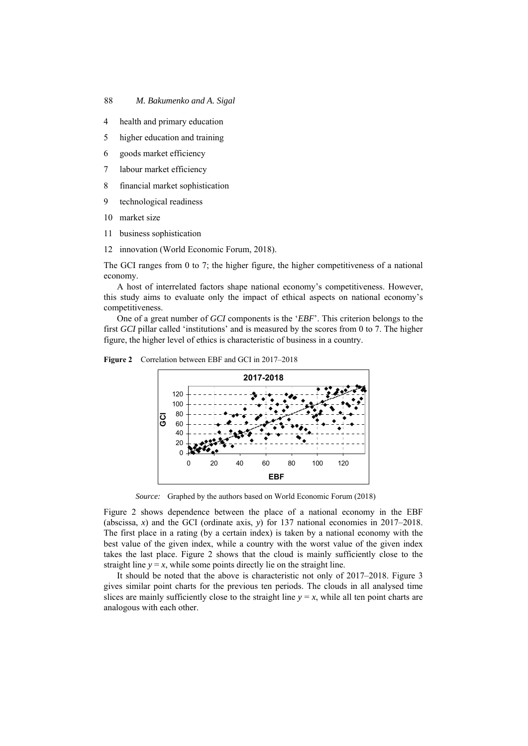4 health and primary education

5 higher education and training

6 goods market efficiency

7 labour market efficiency

8 financial market sophistication

9 technological readiness

10 market size

11 business sophistication

12 innovation (World Economic Forum, 2018).

The GCI ranges from 0 to 7; the higher figure, the higher competitiveness of a national economy.

A host of interrelated factors shape national economy's competitiveness. However, this study aims to evaluate only the impact of ethical aspects on national economy's competitiveness.

One of a great number of *GCI* components is the '*EBF*'. This criterion belongs to the first *GCI* pillar called 'institutions' and is measured by the scores from 0 to 7. The higher figure, the higher level of ethics is characteristic of business in a country.

**Figure 2** Correlation between EBF and GCI in 2017–2018

*Source:* Graphed by the authors based on World Economic Forum (2018)

Figure 2 shows dependence between the place of a national economy in the EBF (abscissa, $x$) and the GCI (ordinate axis, $y$) for 137 national economies in 2017–2018. The first place in a rating (by a certain index) is taken by a national economy with the best value of the given index, while a country with the worst value of the given index takes the last place. Figure 2 shows that the cloud is mainly sufficiently close to the straight line $y = x$, while some points directly lie on the straight line.

It should be noted that the above is characteristic not only of 2017–2018. Figure 3 gives similar point charts for the previous ten periods. The clouds in all analysed time slices are mainly sufficiently close to the straight line $y = x$, while all ten point charts are analogous with each other.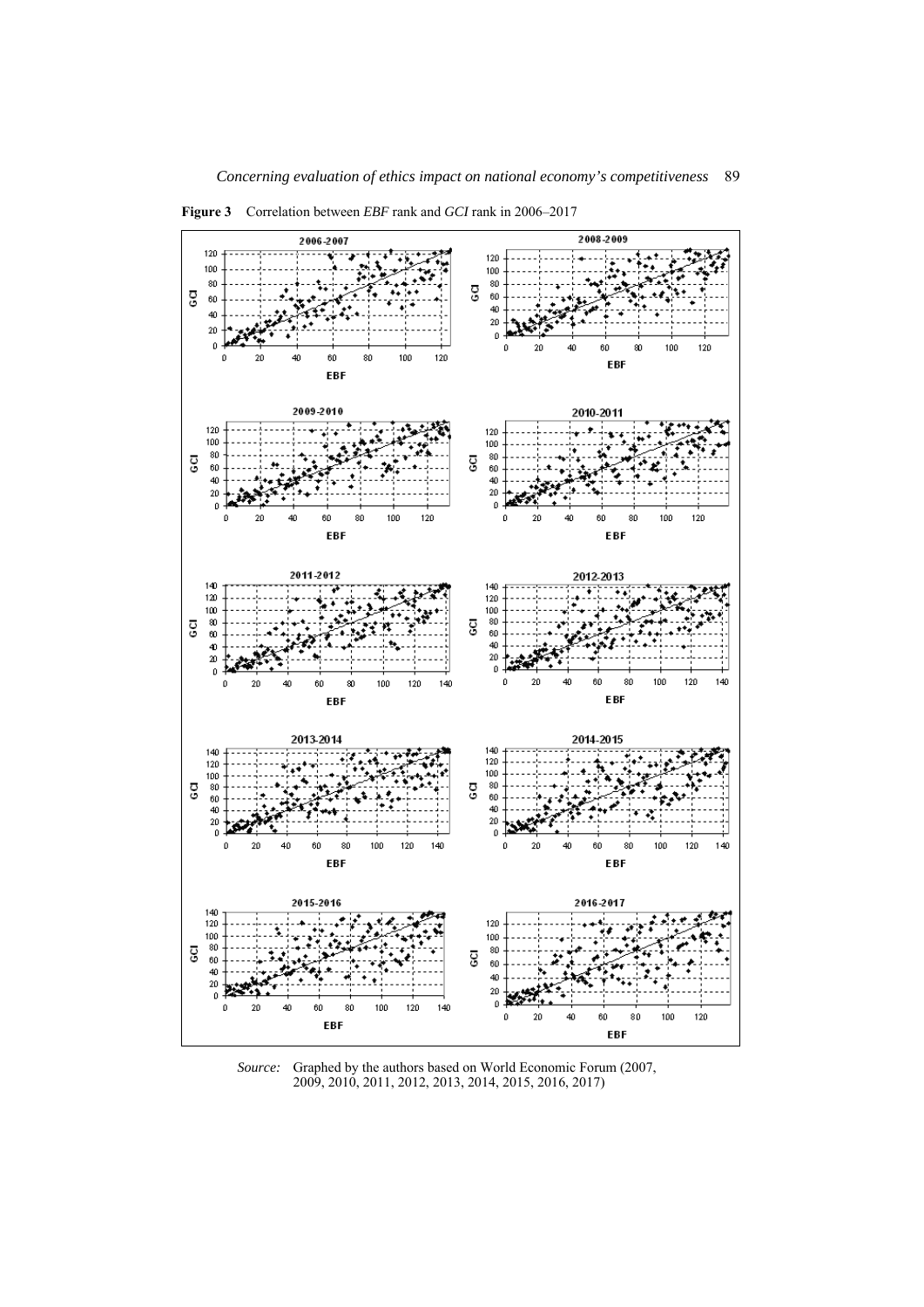**Figure 3** Correlation between *EBF* rank and *GCI* rank in 2006–2017

*Source:* Graphed by the authors based on World Economic Forum (2007, 2009, 2010, 2011, 2012, 2013, 2014, 2015, 2016, 2017)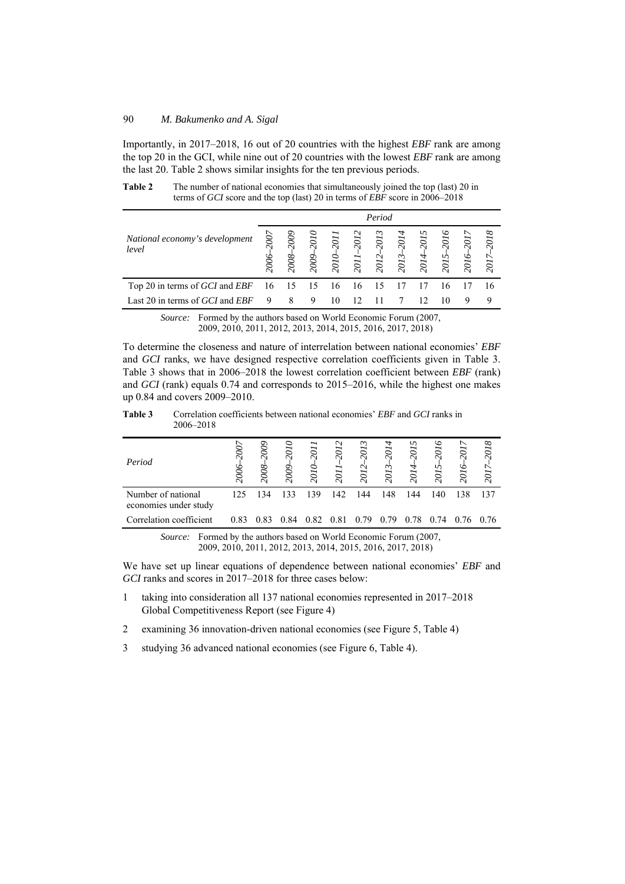Importantly, in 2017–2018, 16 out of 20 countries with the highest *EBF* rank are among the top 20 in the GCI, while nine out of 20 countries with the lowest *EBF* rank are among the last 20. Table 2 shows similar insights for the ten previous periods.

**Table 2** The number of national economies that simultaneously joined the top (last) 20 in terms of *GCI* score and the top (last) 20 in terms of *EBF* score in 2006–2018

| National economy's development level | Period | | | | | | | | | | |
|---|---|---|---|---|---|---|---|---|---|---|---|
| | *2006–2007* | *2008–2009* | *2009–2010* | *2010–2011* | *2011–2012* | *2012–2013* | *2013–2014* | *2014–2015* | *2015–2016* | *2016–2017* | *2017–2018* |
| Top 20 in terms of *GCI* and *EBF* | 16 | 15 | 15 | 16 | 16 | 15 | 17 | 17 | 16 | 17 | 16 |
| Last 20 in terms of *GCI* and *EBF* | 9 | 8 | 9 | 10 | 12 | 11 | 7 | 12 | 10 | 9 | 9 |

*Source:* Formed by the authors based on World Economic Forum (2007, 2009, 2010, 2011, 2012, 2013, 2014, 2015, 2016, 2017, 2018)

To determine the closeness and nature of interrelation between national economies' *EBF* and *GCI* ranks, we have designed respective correlation coefficients given in Table 3. Table 3 shows that in 2006–2018 the lowest correlation coefficient between *EBF* (rank) and *GCI* (rank) equals 0.74 and corresponds to 2015–2016, while the highest one makes up 0.84 and covers 2009–2010.

**Table 3** Correlation coefficients between national economies' *EBF* and *GCI* ranks in 2006–2018

| *Period* | *2006–2007* | *2008–2009* | *2009–2010* | *2010–2011* | *2011–2012* | *2012–2013* | *2013–2014* | *2014–2015* | *2015–2016* | *2016–2017* | *2017–2018* |
|---|---|---|---|---|---|---|---|---|---|---|---|
| Number of national economies under study | 125 | 134 | 133 | 139 | 142 | 144 | 148 | 144 | 140 | 138 | 137 |
| Correlation coefficient | 0.83 | 0.83 | 0.84 | 0.82 | 0.81 | 0.79 | 0.79 | 0.78 | 0.74 | 0.76 | 0.76 |

*Source:* Formed by the authors based on World Economic Forum (2007, 2009, 2010, 2011, 2012, 2013, 2014, 2015, 2016, 2017, 2018)

We have set up linear equations of dependence between national economies' *EBF* and *GCI* ranks and scores in 2017–2018 for three cases below:

1. taking into consideration all 137 national economies represented in 2017–2018 Global Competitiveness Report (see Figure 4)
2. examining 36 innovation-driven national economies (see Figure 5, Table 4)
3. studying 36 advanced national economies (see Figure 6, Table 4).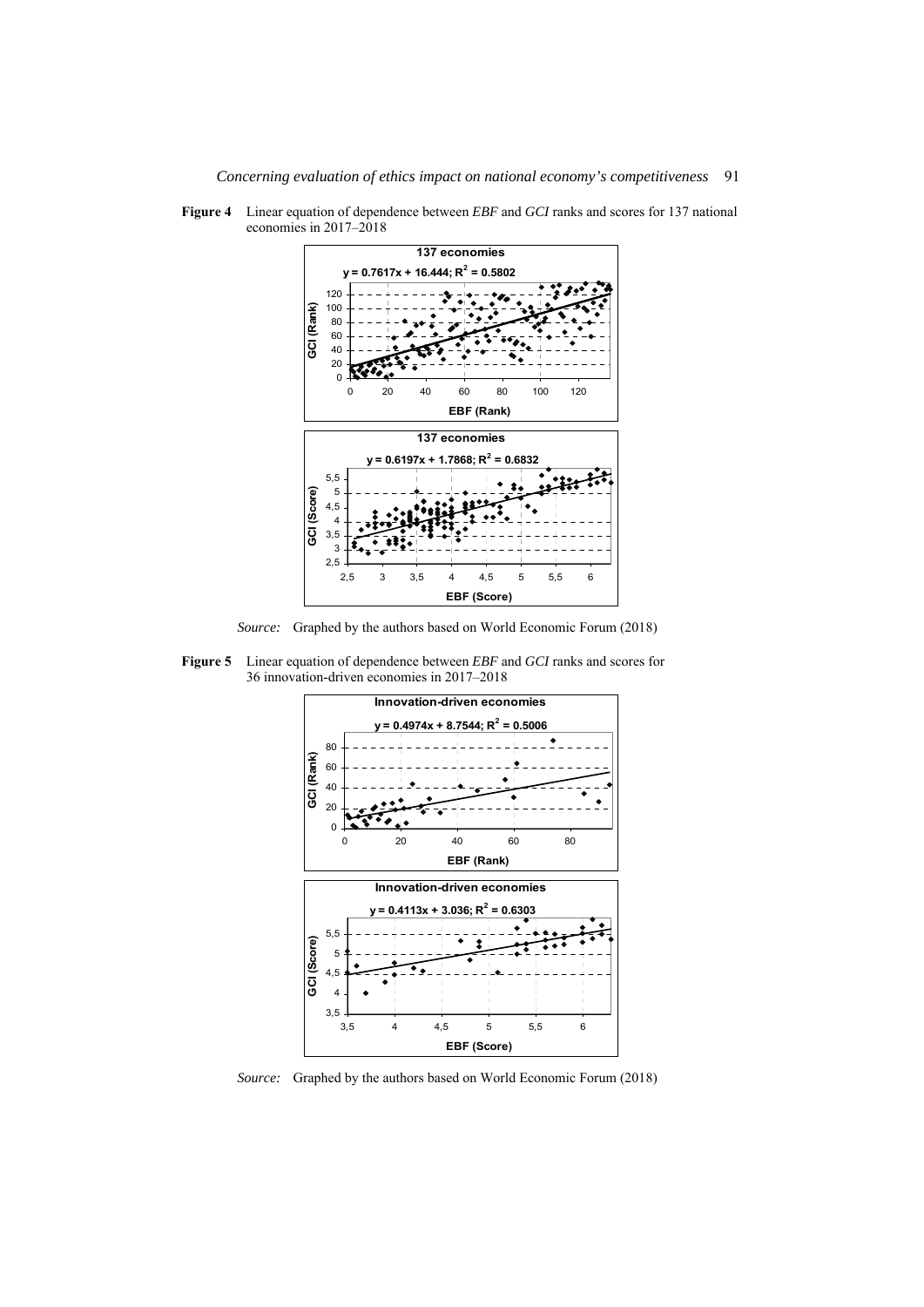**Figure 4** Linear equation of dependence between *EBF* and *GCI* ranks and scores for 137 national economies in 2017–2018

137 economies

$y = 0.7617x + 16.444; R^2 = 0.5802$

137 economies

$y = 0.6197x + 1.7868; R^2 = 0.6832$

*Source:* Graphed by the authors based on World Economic Forum (2018)

**Figure 5** Linear equation of dependence between *EBF* and *GCI* ranks and scores for 36 innovation-driven economies in 2017–2018

Innovation-driven economies

$y = 0.4974x + 8.7544; R^2 = 0.5006$

Innovation-driven economies

$y = 0.4113x + 3.036; R^2 = 0.6303$

*Source:* Graphed by the authors based on World Economic Forum (2018)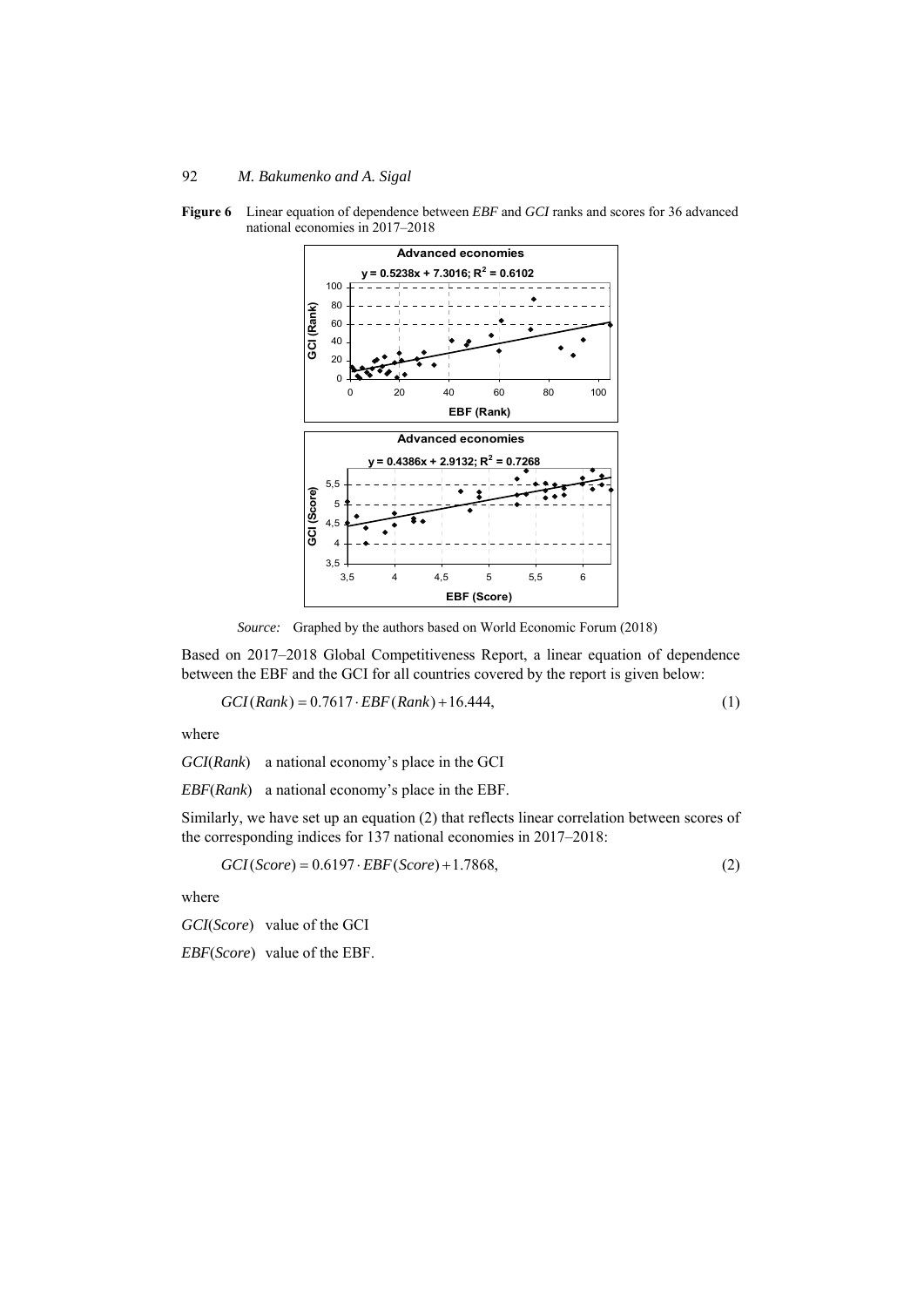**Figure 6** Linear equation of dependence between *EBF* and *GCI* ranks and scores for 36 advanced national economies in 2017–2018

*Source:* Graphed by the authors based on World Economic Forum (2018)

Based on 2017–2018 Global Competitiveness Report, a linear equation of dependence between the EBF and the GCI for all countries covered by the report is given below:

$$GCI(Rank) = 0.7617 \cdot EBF(Rank) + 16.444, \tag{1}$$

where

*GCI*(*Rank*) a national economy's place in the GCI

*EBF*(*Rank*) a national economy's place in the EBF.

Similarly, we have set up an equation (2) that reflects linear correlation between scores of the corresponding indices for 137 national economies in 2017–2018:

$$GCI(Score) = 0.6197 \cdot EBF(Score) + 1.7868, \tag{2}$$

where

*GCI*(*Score*) value of the GCI

*EBF*(*Score*) value of the EBF.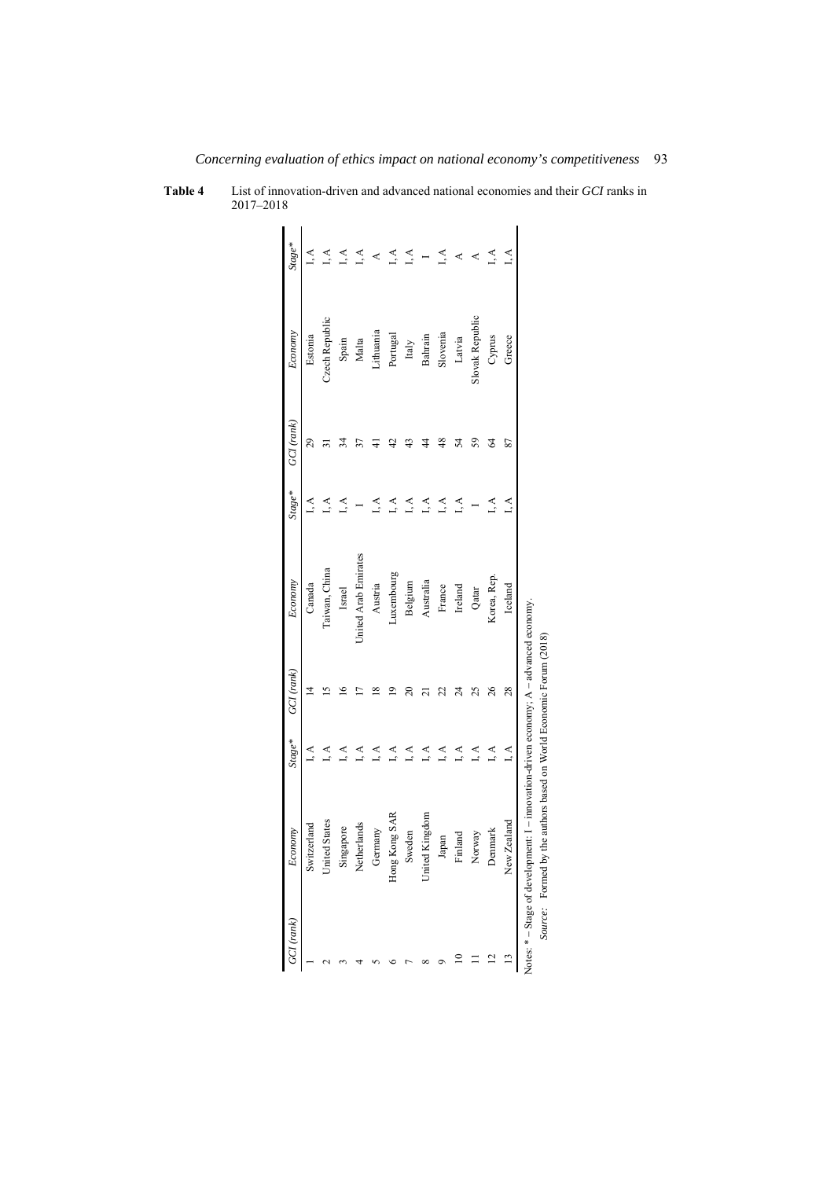**Table 4** List of innovation-driven and advanced national economies and their *GCI* ranks in 2017–2018

| *GCI (rank)* | *Economy* | *Stage** | *GCI (rank)* | *Economy* | *Stage** | *GCI (rank)* | *Economy* | *Stage** |
|---|---|---|---|---|---|---|---|---|
| 1 | Switzerland | I, A | 14 | Canada | I, A | 29 | Estonia | I, A |
| 2 | United States | I, A | 15 | Taiwan, China | I, A | 31 | Czech Republic | I, A |
| 3 | Singapore | I, A | 16 | Israel | I, A | 34 | Spain | I, A |
| 4 | Netherlands | I, A | 17 | United Arab Emirates | I | 37 | Malta | I, A |
| 5 | Germany | I, A | 18 | Austria | I, A | 41 | Lithuania | A |
| 6 | Hong Kong SAR | I, A | 19 | Luxembourg | I, A | 42 | Portugal | I, A |
| 7 | Sweden | I, A | 20 | Belgium | I, A | 43 | Italy | I, A |
| 8 | United Kingdom | I, A | 21 | Australia | I, A | 44 | Bahrain | I |
| 9 | Japan | I, A | 22 | France | I, A | 48 | Slovenia | I, A |
| 10 | Finland | I, A | 24 | Ireland | I, A | 54 | Latvia | A |
| 11 | Norway | I, A | 25 | Qatar | I | 59 | Slovak Republic | A |
| 12 | Denmark | I, A | 26 | Korea, Rep. | I, A | 64 | Cyprus | I, A |
| 13 | New Zealand | I, A | 28 | Iceland | I, A | 87 | Greece | I, A |

Notes: * – Stage of development: I – innovation-driven economy; A – advanced economy.

*Source:* Formed by the authors based on World Economic Forum (2018)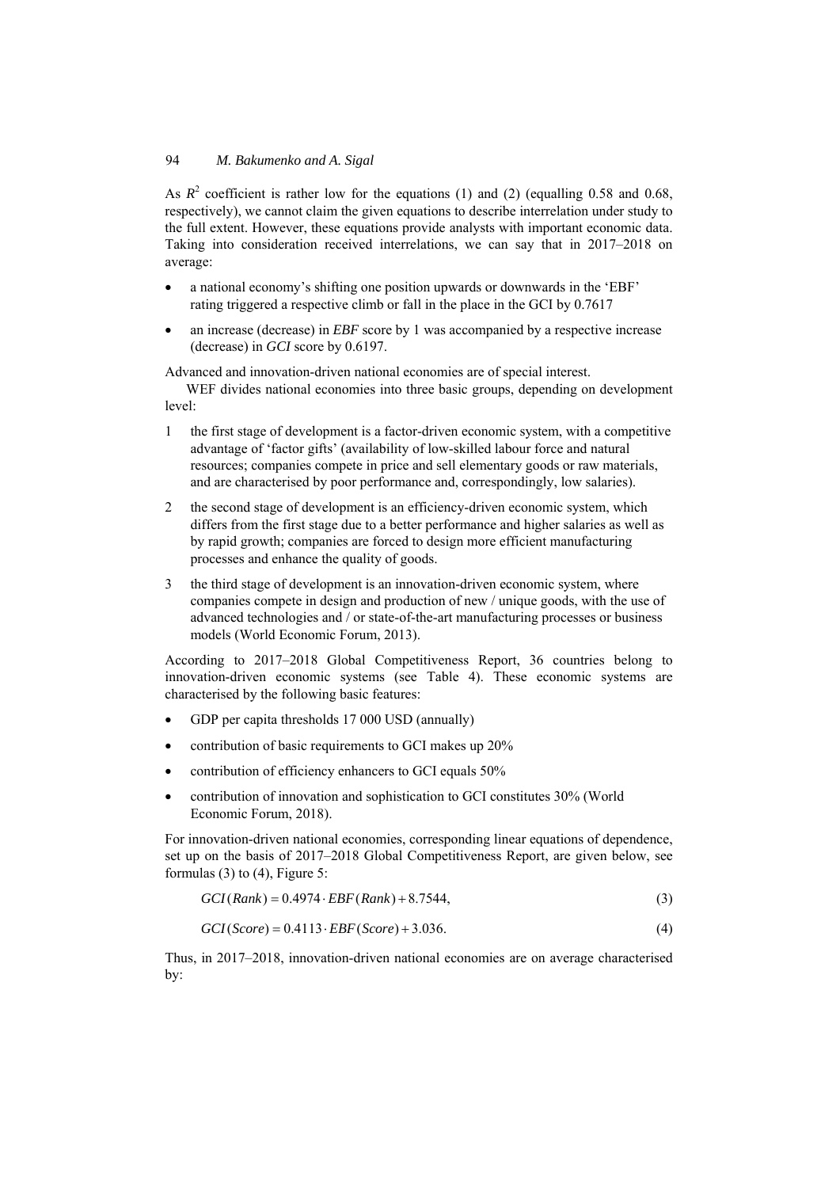As $R^2$ coefficient is rather low for the equations (1) and (2) (equalling 0.58 and 0.68, respectively), we cannot claim the given equations to describe interrelation under study to the full extent. However, these equations provide analysts with important economic data. Taking into consideration received interrelations, we can say that in 2017–2018 on average:

- a national economy's shifting one position upwards or downwards in the 'EBF' rating triggered a respective climb or fall in the place in the GCI by 0.7617
- an increase (decrease) in *EBF* score by 1 was accompanied by a respective increase (decrease) in *GCI* score by 0.6197.

Advanced and innovation-driven national economies are of special interest.

WEF divides national economies into three basic groups, depending on development level:

1. the first stage of development is a factor-driven economic system, with a competitive advantage of 'factor gifts' (availability of low-skilled labour force and natural resources; companies compete in price and sell elementary goods or raw materials, and are characterised by poor performance and, correspondingly, low salaries).
2. the second stage of development is an efficiency-driven economic system, which differs from the first stage due to a better performance and higher salaries as well as by rapid growth; companies are forced to design more efficient manufacturing processes and enhance the quality of goods.
3. the third stage of development is an innovation-driven economic system, where companies compete in design and production of new / unique goods, with the use of advanced technologies and / or state-of-the-art manufacturing processes or business models (World Economic Forum, 2013).

According to 2017–2018 Global Competitiveness Report, 36 countries belong to innovation-driven economic systems (see Table 4). These economic systems are characterised by the following basic features:

- GDP per capita thresholds 17 000 USD (annually)
- contribution of basic requirements to GCI makes up 20%
- contribution of efficiency enhancers to GCI equals 50%
- contribution of innovation and sophistication to GCI constitutes 30% (World Economic Forum, 2018).

For innovation-driven national economies, corresponding linear equations of dependence, set up on the basis of 2017–2018 Global Competitiveness Report, are given below, see formulas (3) to (4), Figure 5:

$$GCI(Rank) = 0.4974 \cdot EBF(Rank) + 8.7544, \tag{3}$$

$$GCI(Score) = 0.4113 \cdot EBF(Score) + 3.036. \tag{4}$$

Thus, in 2017–2018, innovation-driven national economies are on average characterised by: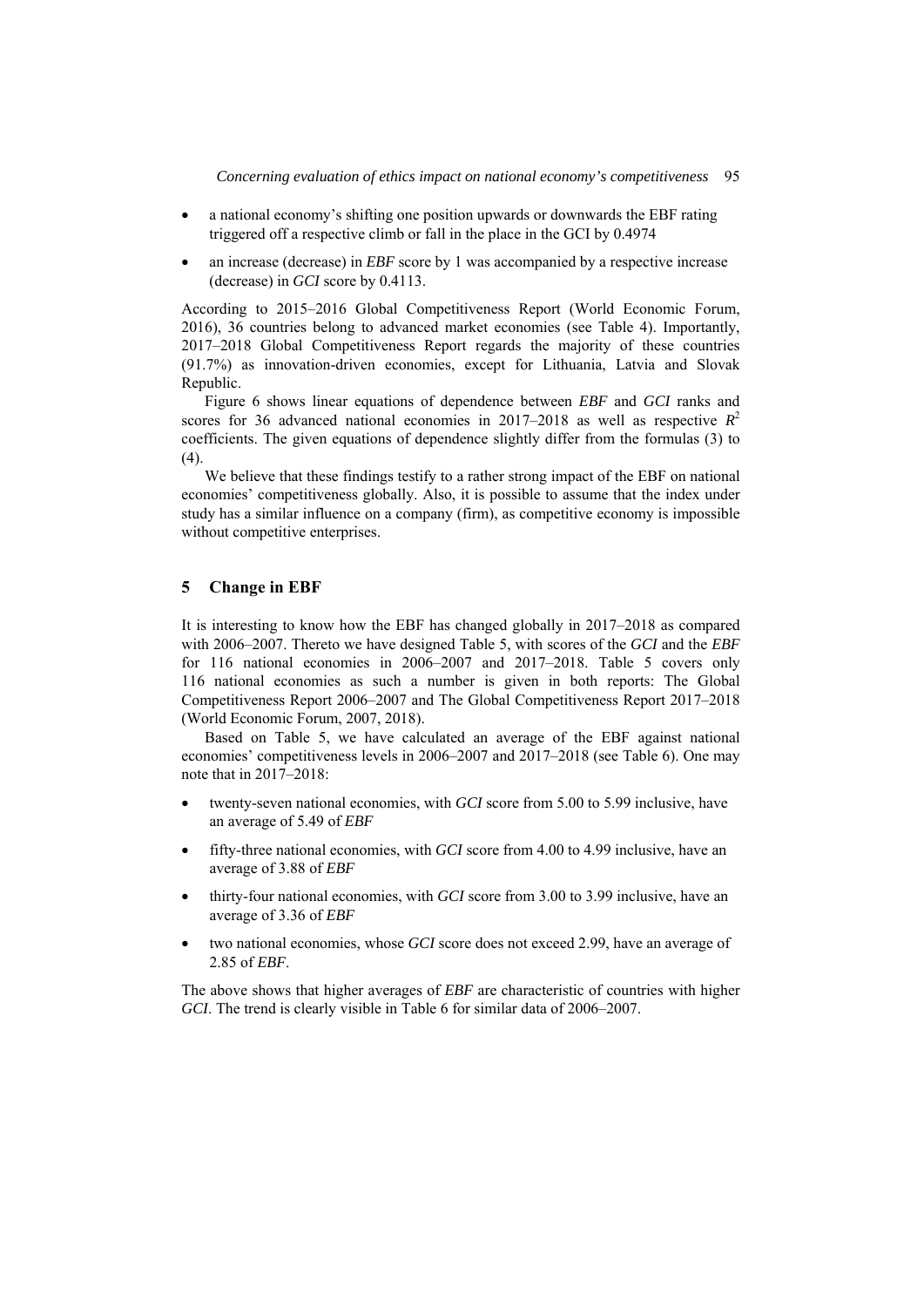- a national economy's shifting one position upwards or downwards the EBF rating triggered off a respective climb or fall in the place in the GCI by 0.4974
- an increase (decrease) in *EBF* score by 1 was accompanied by a respective increase (decrease) in *GCI* score by 0.4113.

According to 2015–2016 Global Competitiveness Report (World Economic Forum, 2016), 36 countries belong to advanced market economies (see Table 4). Importantly, 2017–2018 Global Competitiveness Report regards the majority of these countries (91.7%) as innovation-driven economies, except for Lithuania, Latvia and Slovak Republic.

Figure 6 shows linear equations of dependence between *EBF* and *GCI* ranks and scores for 36 advanced national economies in 2017–2018 as well as respective $R^2$ coefficients. The given equations of dependence slightly differ from the formulas (3) to (4).

We believe that these findings testify to a rather strong impact of the EBF on national economies' competitiveness globally. Also, it is possible to assume that the index under study has a similar influence on a company (firm), as competitive economy is impossible without competitive enterprises.

## 5 Change in EBF

It is interesting to know how the EBF has changed globally in 2017–2018 as compared with 2006–2007. Thereto we have designed Table 5, with scores of the *GCI* and the *EBF* for 116 national economies in 2006–2007 and 2017–2018. Table 5 covers only 116 national economies as such a number is given in both reports: The Global Competitiveness Report 2006–2007 and The Global Competitiveness Report 2017–2018 (World Economic Forum, 2007, 2018).

Based on Table 5, we have calculated an average of the EBF against national economies' competitiveness levels in 2006–2007 and 2017–2018 (see Table 6). One may note that in 2017–2018:

- twenty-seven national economies, with *GCI* score from 5.00 to 5.99 inclusive, have an average of 5.49 of *EBF*
- fifty-three national economies, with *GCI* score from 4.00 to 4.99 inclusive, have an average of 3.88 of *EBF*
- thirty-four national economies, with *GCI* score from 3.00 to 3.99 inclusive, have an average of 3.36 of *EBF*
- two national economies, whose *GCI* score does not exceed 2.99, have an average of 2.85 of *EBF*.

The above shows that higher averages of *EBF* are characteristic of countries with higher *GCI*. The trend is clearly visible in Table 6 for similar data of 2006–2007.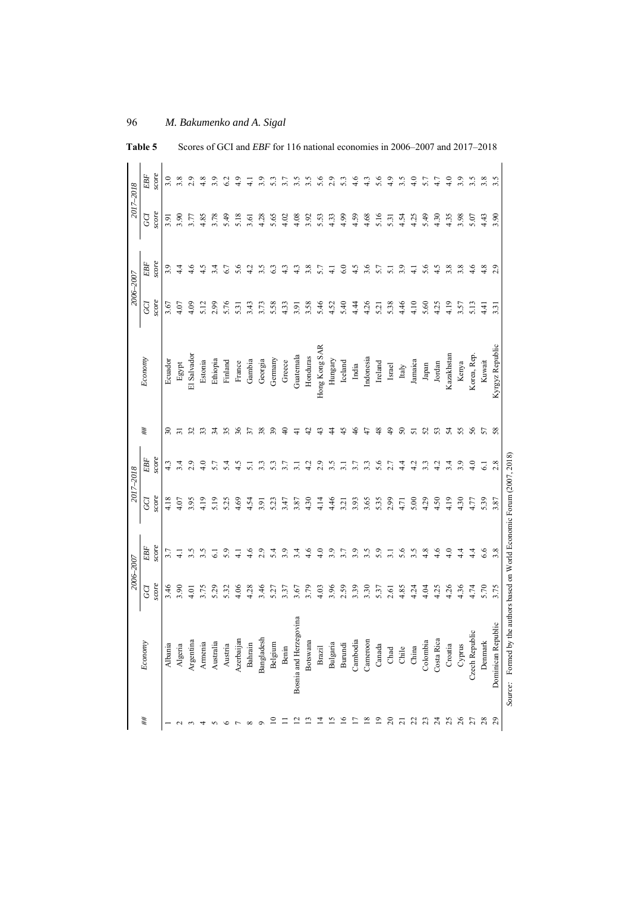**Table 5** Scores of GCI and *EBF* for 116 national economies in 2006–2007 and 2017–2018

| ## | Economy | 2006–2007 | | 2017–2018 | | ## | Economy | 2006–2007 | | 2017–2018 | |
|---|---|---|---|---|---|---|---|---|---|---|---|
| | | *GCI score* | *EBF score* | *GCI score* | *EBF score* | | | *GCI score* | *EBF score* | *GCI score* | *EBF score* |
| 1 | Albania | 3.46 | 3.7 | 4.18 | 4.3 | 30 | Ecuador | 3.67 | 3.9 | 3.91 | 3.0 |
| 2 | Algeria | 3.90 | 4.1 | 4.07 | 3.4 | 31 | Egypt | 4.07 | 4.4 | 3.90 | 3.8 |
| 3 | Argentina | 4.01 | 3.5 | 3.95 | 2.9 | 32 | El Salvador | 4.09 | 4.6 | 3.77 | 2.9 |
| 4 | Armenia | 3.75 | 3.5 | 4.19 | 4.0 | 33 | Estonia | 5.12 | 4.5 | 4.85 | 4.8 |
| 5 | Australia | 5.29 | 6.1 | 5.19 | 5.7 | 34 | Ethiopia | 2.99 | 3.4 | 3.78 | 3.9 |
| 6 | Austria | 5.32 | 5.9 | 5.25 | 5.4 | 35 | Finland | 5.76 | 6.7 | 5.49 | 6.2 |
| 7 | Azerbaijan | 4.06 | 4.1 | 4.69 | 4.5 | 36 | France | 5.31 | 5.6 | 5.18 | 4.9 |
| 8 | Bahrain | 4.28 | 4.6 | 4.54 | 5.1 | 37 | Gambia | 3.43 | 4.2 | 3.61 | 4.1 |
| 9 | Bangladesh | 3.46 | 2.9 | 3.91 | 3.3 | 38 | Georgia | 3.73 | 3.5 | 4.28 | 3.9 |
| 10 | Belgium | 5.27 | 5.4 | 5.23 | 5.3 | 39 | Germany | 5.58 | 6.3 | 5.65 | 5.3 |
| 11 | Benin | 3.37 | 3.9 | 3.47 | 3.7 | 40 | Greece | 4.33 | 4.3 | 4.02 | 3.7 |
| 12 | Bosnia and Herzegovina | 3.67 | 3.4 | 3.87 | 3.1 | 41 | Guatemala | 3.91 | 4.3 | 4.08 | 3.5 |
| 13 | Botswana | 3.79 | 4.6 | 4.30 | 4.2 | 42 | Honduras | 3.58 | 3.8 | 3.92 | 3.5 |
| 14 | Brazil | 4.03 | 4.0 | 4.14 | 2.9 | 43 | Hong Kong SAR | 5.46 | 5.7 | 5.53 | 5.6 |
| 15 | Bulgaria | 3.96 | 3.9 | 4.46 | 3.5 | 44 | Hungary | 4.52 | 4.1 | 4.33 | 2.9 |
| 16 | Burundi | 2.59 | 3.7 | 3.21 | 3.1 | 45 | Iceland | 5.40 | 6.0 | 4.99 | 5.3 |
| 17 | Cambodia | 3.39 | 3.9 | 3.93 | 3.7 | 46 | India | 4.44 | 4.5 | 4.59 | 4.6 |
| 18 | Cameroon | 3.30 | 3.5 | 3.65 | 3.3 | 47 | Indonesia | 4.26 | 3.6 | 4.68 | 4.3 |
| 19 | Canada | 5.37 | 5.9 | 5.35 | 5.6 | 48 | Ireland | 5.21 | 5.7 | 5.16 | 5.6 |
| 20 | Chad | 2.61 | 3.1 | 2.99 | 2.7 | 49 | Israel | 5.38 | 5.1 | 5.31 | 4.9 |
| 21 | Chile | 4.85 | 5.6 | 4.71 | 4.4 | 50 | Italy | 4.46 | 3.9 | 4.54 | 3.5 |
| 22 | China | 4.24 | 3.5 | 5.00 | 4.2 | 51 | Jamaica | 4.10 | 4.1 | 4.25 | 4.0 |
| 23 | Colombia | 4.04 | 4.8 | 4.29 | 3.3 | 52 | Japan | 5.60 | 5.6 | 5.49 | 5.7 |
| 24 | Costa Rica | 4.25 | 4.6 | 4.50 | 4.2 | 53 | Jordan | 4.25 | 4.5 | 4.30 | 4.7 |
| 25 | Croatia | 4.26 | 4.0 | 4.19 | 3.4 | 54 | Kazakhstan | 4.19 | 3.8 | 4.35 | 4.0 |
| 26 | Cyprus | 4.36 | 4.4 | 4.30 | 3.9 | 55 | Kenya | 3.57 | 3.8 | 3.98 | 3.9 |
| 27 | Czech Republic | 4.74 | 4.4 | 4.77 | 4.0 | 56 | Korea, Rep. | 5.13 | 4.6 | 5.07 | 3.5 |
| 28 | Denmark | 5.70 | 6.6 | 5.39 | 6.1 | 57 | Kuwait | 4.41 | 4.8 | 4.43 | 3.8 |
| 29 | Dominican Republic | 3.75 | 3.8 | 3.87 | 2.8 | 58 | Kyrgyz Republic | 3.31 | 2.9 | 3.90 | 3.5 |

*Source:* Formed by the authors based on World Economic Forum (2007, 2018)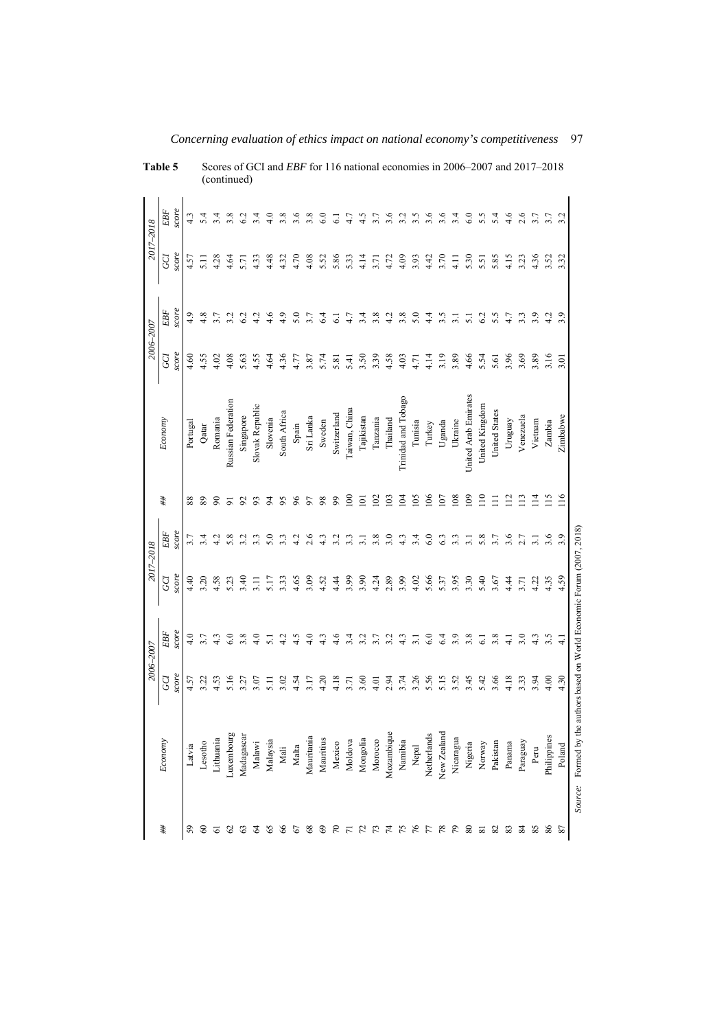**Table 5** Scores of GCI and *EBF* for 116 national economies in 2006–2007 and 2017–2018 (continued)

| ## | Economy | 2006–2007 | | 2017–2018 | | ## | Economy | 2006–2007 | | 2017–2018 | |
|---|---|---|---|---|---|---|---|---|---|---|---|
| | | *GCI score* | *EBF score* | *GCI score* | *EBF score* | | | *GCI score* | *EBF score* | *GCI score* | *EBF score* |
| 59 | Latvia | 4.57 | 4.0 | 4.40 | 3.7 | 88 | Portugal | 4.60 | 4.9 | 4.57 | 4.3 |
| 60 | Lesotho | 3.22 | 3.7 | 3.20 | 3.4 | 89 | Qatar | 4.55 | 4.8 | 5.11 | 5.4 |
| 61 | Lithuania | 4.53 | 4.3 | 4.58 | 4.2 | 90 | Romania | 4.02 | 3.7 | 4.28 | 3.4 |
| 62 | Luxembourg | 5.16 | 6.0 | 5.23 | 5.8 | 91 | Russian Federation | 4.08 | 3.2 | 4.64 | 3.8 |
| 63 | Madagascar | 3.27 | 3.8 | 3.40 | 3.2 | 92 | Singapore | 5.63 | 6.2 | 5.71 | 6.2 |
| 64 | Malawi | 3.07 | 4.0 | 3.11 | 3.3 | 93 | Slovak Republic | 4.55 | 4.2 | 4.33 | 3.4 |
| 65 | Malaysia | 5.11 | 5.1 | 5.17 | 5.0 | 94 | Slovenia | 4.64 | 4.6 | 4.48 | 4.0 |
| 66 | Mali | 3.02 | 4.2 | 3.33 | 3.3 | 95 | South Africa | 4.36 | 4.9 | 4.32 | 3.8 |
| 67 | Malta | 4.54 | 4.5 | 4.65 | 4.2 | 96 | Spain | 4.77 | 5.0 | 4.70 | 3.6 |
| 68 | Mauritania | 3.17 | 4.0 | 3.09 | 2.6 | 97 | Sri Lanka | 3.87 | 3.7 | 4.08 | 3.8 |
| 69 | Mauritius | 4.20 | 4.3 | 4.52 | 4.3 | 98 | Sweden | 5.74 | 6.4 | 5.52 | 6.0 |
| 70 | Mexico | 4.18 | 4.6 | 4.44 | 3.2 | 99 | Switzerland | 5.81 | 6.1 | 5.86 | 6.1 |
| 71 | Moldova | 3.71 | 3.4 | 3.99 | 3.3 | 100 | Taiwan, China | 5.41 | 4.7 | 5.33 | 4.7 |
| 72 | Mongolia | 3.60 | 3.2 | 3.90 | 3.1 | 101 | Tajikistan | 3.50 | 3.4 | 4.14 | 4.5 |
| 73 | Morocco | 4.01 | 3.7 | 4.24 | 3.8 | 102 | Tanzania | 3.39 | 3.8 | 3.71 | 3.7 |
| 74 | Mozambique | 2.94 | 3.2 | 2.89 | 3.0 | 103 | Thailand | 4.58 | 4.2 | 4.72 | 3.6 |
| 75 | Namibia | 3.74 | 4.3 | 3.99 | 4.3 | 104 | Trinidad and Tobago | 4.03 | 3.8 | 4.09 | 3.2 |
| 76 | Nepal | 3.26 | 3.1 | 4.02 | 3.4 | 105 | Tunisia | 4.71 | 5.0 | 3.93 | 3.5 |
| 77 | Netherlands | 5.56 | 6.0 | 5.66 | 6.0 | 106 | Turkey | 4.14 | 4.4 | 4.42 | 3.6 |
| 78 | New Zealand | 5.15 | 6.4 | 5.37 | 6.3 | 107 | Uganda | 3.19 | 3.5 | 3.70 | 3.6 |
| 79 | Nicaragua | 3.52 | 3.9 | 3.95 | 3.3 | 108 | Ukraine | 3.89 | 3.1 | 4.11 | 3.4 |
| 80 | Nigeria | 3.45 | 3.8 | 3.30 | 3.1 | 109 | United Arab Emirates | 4.66 | 5.1 | 5.30 | 6.0 |
| 81 | Norway | 5.42 | 6.1 | 5.40 | 5.8 | 110 | United Kingdom | 5.54 | 6.2 | 5.51 | 5.5 |
| 82 | Pakistan | 3.66 | 3.8 | 3.67 | 3.7 | 111 | United States | 5.61 | 5.5 | 5.85 | 5.4 |
| 83 | Panama | 4.18 | 4.1 | 4.44 | 3.6 | 112 | Uruguay | 3.96 | 4.7 | 4.15 | 4.6 |
| 84 | Paraguay | 3.33 | 3.0 | 3.71 | 2.7 | 113 | Venezuela | 3.69 | 3.3 | 3.23 | 2.6 |
| 85 | Peru | 3.94 | 4.3 | 4.22 | 3.1 | 114 | Vietnam | 3.89 | 3.9 | 4.36 | 3.7 |
| 86 | Philippines | 4.00 | 3.5 | 4.35 | 3.6 | 115 | Zambia | 3.16 | 4.2 | 3.52 | 3.7 |
| 87 | Poland | 4.30 | 4.1 | 4.59 | 3.9 | 116 | Zimbabwe | 3.01 | 3.9 | 3.32 | 3.2 |

*Source:* Formed by the authors based on World Economic Forum (2007, 2018)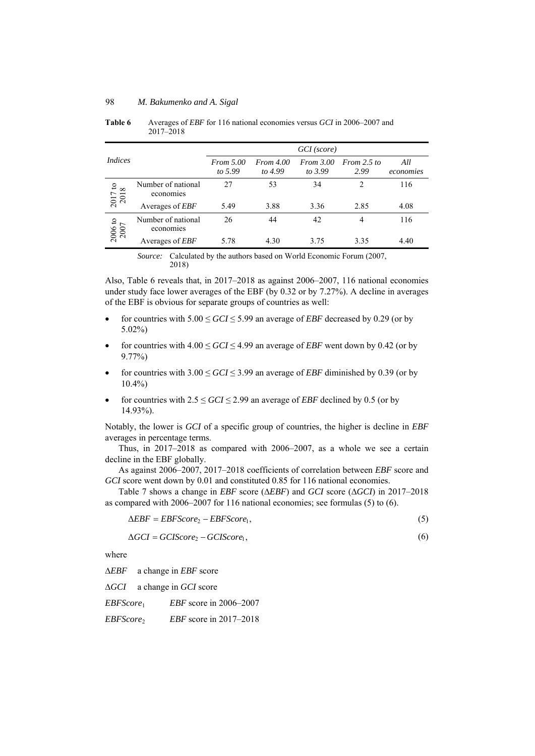**Table 6** Averages of *EBF* for 116 national economies versus *GCI* in 2006–2007 and 2017–2018

| *Indices* | | *GCI (score)* | | | | |
|---|---|---|---|---|---|---|
| | | *From 5.00 to 5.99* | *From 4.00 to 4.99* | *From 3.00 to 3.99* | *From 2.5 to 2.99* | *All economies* |
| 2017 to 2018 | Number of national economies | 27 | 53 | 34 | 2 | 116 |
| | Averages of *EBF* | 5.49 | 3.88 | 3.36 | 2.85 | 4.08 |
| 2006 to 2007 | Number of national economies | 26 | 44 | 42 | 4 | 116 |
| | Averages of *EBF* | 5.78 | 4.30 | 3.75 | 3.35 | 4.40 |

*Source:* Calculated by the authors based on World Economic Forum (2007, 2018)

Also, Table 6 reveals that, in 2017–2018 as against 2006–2007, 116 national economies under study face lower averages of the EBF (by 0.32 or by 7.27%). A decline in averages of the EBF is obvious for separate groups of countries as well:

- for countries with $5.00 \leq GCI \leq 5.99$ an average of *EBF* decreased by 0.29 (or by 5.02%)
- for countries with $4.00 \leq GCI \leq 4.99$ an average of *EBF* went down by 0.42 (or by 9.77%)
- for countries with $3.00 \leq GCI \leq 3.99$ an average of *EBF* diminished by 0.39 (or by 10.4%)
- for countries with $2.5 \leq GCI \leq 2.99$ an average of *EBF* declined by 0.5 (or by 14.93%).

Notably, the lower is *GCI* of a specific group of countries, the higher is decline in *EBF* averages in percentage terms.

Thus, in 2017–2018 as compared with 2006–2007, as a whole we see a certain decline in the EBF globally.

As against 2006–2007, 2017–2018 coefficients of correlation between *EBF* score and *GCI* score went down by 0.01 and constituted 0.85 for 116 national economies.

Table 7 shows a change in *EBF* score ($\Delta EBF$) and *GCI* score ($\Delta GCI$) in 2017–2018 as compared with 2006–2007 for 116 national economies; see formulas (5) to (6).

$$\Delta EBF = EBFScore_2 - EBFScore_1, \tag{5}$$

$$\Delta GCI = GCIScore_2 - GCIScore_1, \tag{6}$$

where

$\Delta EBF$ a change in *EBF* score

$\Delta GCI$ a change in *GCI* score

$EBFScore_1$ *EBF* score in 2006–2007

$EBFScore_2$ *EBF* score in 2017–2018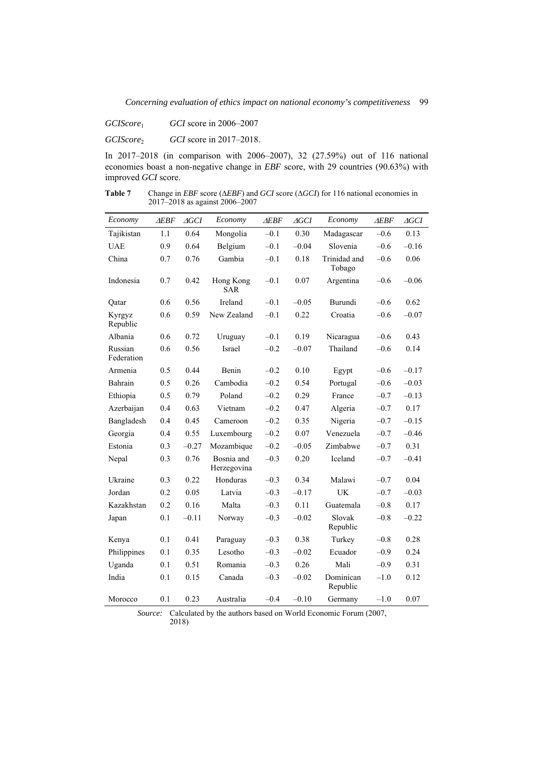$GCIScore_1$ $GCI$ score in 2006–2007

$GCIScore_2$ $GCI$ score in 2017–2018.

In 2017–2018 (in comparison with 2006–2007), 32 (27.59%) out of 116 national economies boast a non-negative change in *EBF* score, with 29 countries (90.63%) with improved *GCI* score.

**Table 7** Change in *EBF* score ($\Delta EBF$) and *GCI* score ($\Delta GCI$) for 116 national economies in 2017–2018 as against 2006–2007

| *Economy* | $\Delta EBF$ | $\Delta GCI$ | *Economy* | $\Delta EBF$ | $\Delta GCI$ | *Economy* | $\Delta EBF$ | $\Delta GCI$ |
|---|---|---|---|---|---|---|---|---|
| Tajikistan | 1.1 | 0.64 | Mongolia | –0.1 | 0.30 | Madagascar | –0.6 | 0.13 |
| UAE | 0.9 | 0.64 | Belgium | –0.1 | –0.04 | Slovenia | –0.6 | –0.16 |
| China | 0.7 | 0.76 | Gambia | –0.1 | 0.18 | Trinidad and Tobago | –0.6 | 0.06 |
| Indonesia | 0.7 | 0.42 | Hong Kong SAR | –0.1 | 0.07 | Argentina | –0.6 | –0.06 |
| Qatar | 0.6 | 0.56 | Ireland | –0.1 | –0.05 | Burundi | –0.6 | 0.62 |
| Kyrgyz Republic | 0.6 | 0.59 | New Zealand | –0.1 | 0.22 | Croatia | –0.6 | –0.07 |
| Albania | 0.6 | 0.72 | Uruguay | –0.1 | 0.19 | Nicaragua | –0.6 | 0.43 |
| Russian Federation | 0.6 | 0.56 | Israel | –0.2 | –0.07 | Thailand | –0.6 | 0.14 |
| Armenia | 0.5 | 0.44 | Benin | –0.2 | 0.10 | Egypt | –0.6 | –0.17 |
| Bahrain | 0.5 | 0.26 | Cambodia | –0.2 | 0.54 | Portugal | –0.6 | –0.03 |
| Ethiopia | 0.5 | 0.79 | Poland | –0.2 | 0.29 | France | –0.7 | –0.13 |
| Azerbaijan | 0.4 | 0.63 | Vietnam | –0.2 | 0.47 | Algeria | –0.7 | 0.17 |
| Bangladesh | 0.4 | 0.45 | Cameroon | –0.2 | 0.35 | Nigeria | –0.7 | –0.15 |
| Georgia | 0.4 | 0.55 | Luxembourg | –0.2 | 0.07 | Venezuela | –0.7 | –0.46 |
| Estonia | 0.3 | –0.27 | Mozambique | –0.2 | –0.05 | Zimbabwe | –0.7 | 0.31 |
| Nepal | 0.3 | 0.76 | Bosnia and Herzegovina | –0.3 | 0.20 | Iceland | –0.7 | –0.41 |
| Ukraine | 0.3 | 0.22 | Honduras | –0.3 | 0.34 | Malawi | –0.7 | 0.04 |
| Jordan | 0.2 | 0.05 | Latvia | –0.3 | –0.17 | UK | –0.7 | –0.03 |
| Kazakhstan | 0.2 | 0.16 | Malta | –0.3 | 0.11 | Guatemala | –0.8 | 0.17 |
| Japan | 0.1 | –0.11 | Norway | –0.3 | –0.02 | Slovak Republic | –0.8 | –0.22 |
| Kenya | 0.1 | 0.41 | Paraguay | –0.3 | 0.38 | Turkey | –0.8 | 0.28 |
| Philippines | 0.1 | 0.35 | Lesotho | –0.3 | –0.02 | Ecuador | –0.9 | 0.24 |
| Uganda | 0.1 | 0.51 | Romania | –0.3 | 0.26 | Mali | –0.9 | 0.31 |
| India | 0.1 | 0.15 | Canada | –0.3 | –0.02 | Dominican Republic | –1.0 | 0.12 |
| Morocco | 0.1 | 0.23 | Australia | –0.4 | –0.10 | Germany | –1.0 | 0.07 |

*Source:* Calculated by the authors based on World Economic Forum (2007, 2018)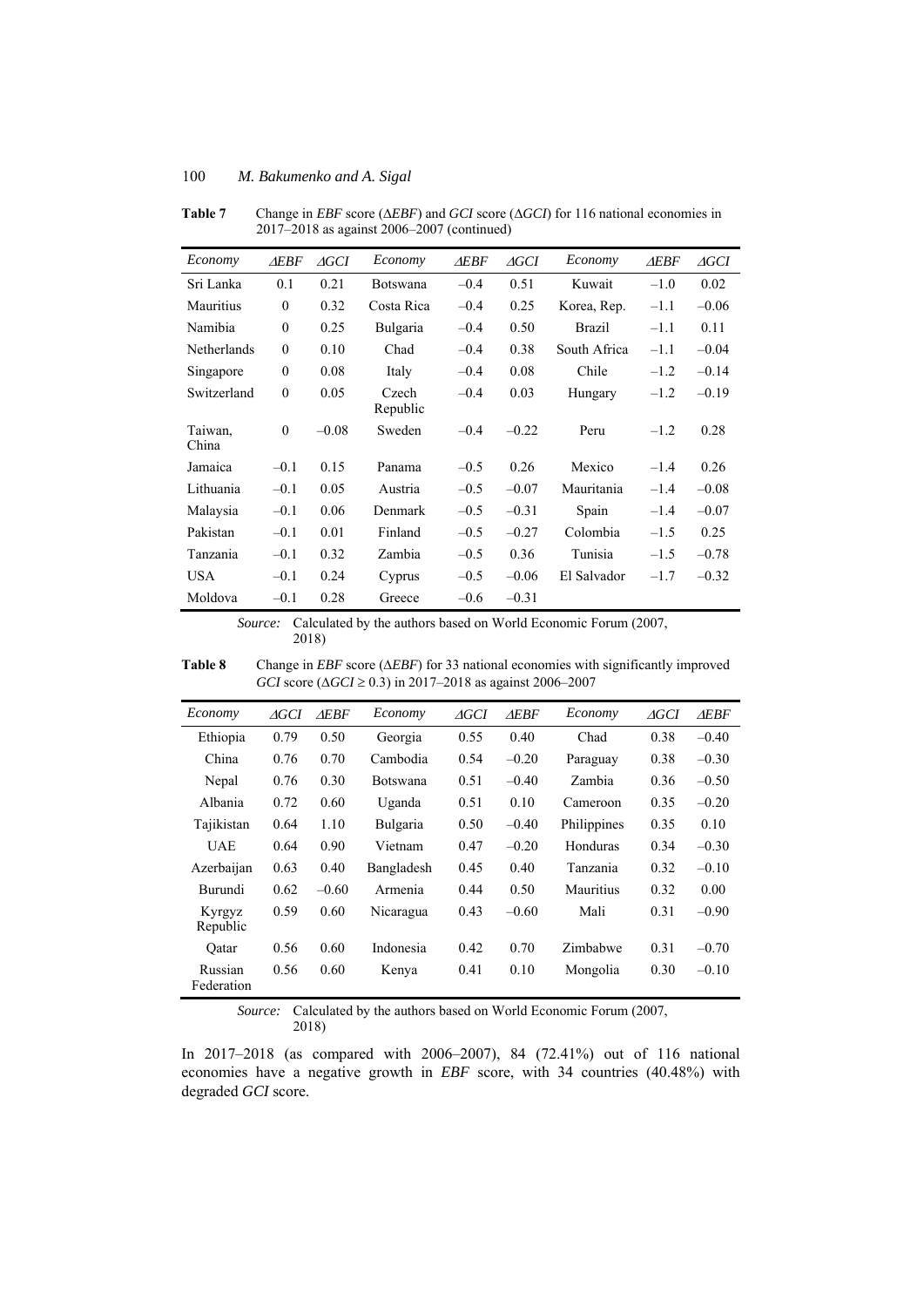**Table 7** Change in *EBF* score (Δ*EBF*) and *GCI* score (Δ*GCI*) for 116 national economies in 2017–2018 as against 2006–2007 (continued)

| *Economy* | *ΔEBF* | *ΔGCI* | *Economy* | *ΔEBF* | *ΔGCI* | *Economy* | *ΔEBF* | *ΔGCI* |
|---|---|---|---|---|---|---|---|---|
| Sri Lanka | 0.1 | 0.21 | Botswana | –0.4 | 0.51 | Kuwait | –1.0 | 0.02 |
| Mauritius | 0 | 0.32 | Costa Rica | –0.4 | 0.25 | Korea, Rep. | –1.1 | –0.06 |
| Namibia | 0 | 0.25 | Bulgaria | –0.4 | 0.50 | Brazil | –1.1 | 0.11 |
| Netherlands | 0 | 0.10 | Chad | –0.4 | 0.38 | South Africa | –1.1 | –0.04 |
| Singapore | 0 | 0.08 | Italy | –0.4 | 0.08 | Chile | –1.2 | –0.14 |
| Switzerland | 0 | 0.05 | Czech Republic | –0.4 | 0.03 | Hungary | –1.2 | –0.19 |
| Taiwan, China | 0 | –0.08 | Sweden | –0.4 | –0.22 | Peru | –1.2 | 0.28 |
| Jamaica | –0.1 | 0.15 | Panama | –0.5 | 0.26 | Mexico | –1.4 | 0.26 |
| Lithuania | –0.1 | 0.05 | Austria | –0.5 | –0.07 | Mauritania | –1.4 | –0.08 |
| Malaysia | –0.1 | 0.06 | Denmark | –0.5 | –0.31 | Spain | –1.4 | –0.07 |
| Pakistan | –0.1 | 0.01 | Finland | –0.5 | –0.27 | Colombia | –1.5 | 0.25 |
| Tanzania | –0.1 | 0.32 | Zambia | –0.5 | 0.36 | Tunisia | –1.5 | –0.78 |
| USA | –0.1 | 0.24 | Cyprus | –0.5 | –0.06 | El Salvador | –1.7 | –0.32 |
| Moldova | –0.1 | 0.28 | Greece | –0.6 | –0.31 | | | |

*Source:* Calculated by the authors based on World Economic Forum (2007, 2018)

**Table 8** Change in *EBF* score (Δ*EBF*) for 33 national economies with significantly improved *GCI* score (Δ*GCI* ≥ 0.3) in 2017–2018 as against 2006–2007

| *Economy* | *ΔGCI* | *ΔEBF* | *Economy* | *ΔGCI* | *ΔEBF* | *Economy* | *ΔGCI* | *ΔEBF* |
|---|---|---|---|---|---|---|---|---|
| Ethiopia | 0.79 | 0.50 | Georgia | 0.55 | 0.40 | Chad | 0.38 | –0.40 |
| China | 0.76 | 0.70 | Cambodia | 0.54 | –0.20 | Paraguay | 0.38 | –0.30 |
| Nepal | 0.76 | 0.30 | Botswana | 0.51 | –0.40 | Zambia | 0.36 | –0.50 |
| Albania | 0.72 | 0.60 | Uganda | 0.51 | 0.10 | Cameroon | 0.35 | –0.20 |
| Tajikistan | 0.64 | 1.10 | Bulgaria | 0.50 | –0.40 | Philippines | 0.35 | 0.10 |
| UAE | 0.64 | 0.90 | Vietnam | 0.47 | –0.20 | Honduras | 0.34 | –0.30 |
| Azerbaijan | 0.63 | 0.40 | Bangladesh | 0.45 | 0.40 | Tanzania | 0.32 | –0.10 |
| Burundi | 0.62 | –0.60 | Armenia | 0.44 | 0.50 | Mauritius | 0.32 | 0.00 |
| Kyrgyz Republic | 0.59 | 0.60 | Nicaragua | 0.43 | –0.60 | Mali | 0.31 | –0.90 |
| Qatar | 0.56 | 0.60 | Indonesia | 0.42 | 0.70 | Zimbabwe | 0.31 | –0.70 |
| Russian Federation | 0.56 | 0.60 | Kenya | 0.41 | 0.10 | Mongolia | 0.30 | –0.10 |

*Source:* Calculated by the authors based on World Economic Forum (2007, 2018)

In 2017–2018 (as compared with 2006–2007), 84 (72.41%) out of 116 national economies have a negative growth in *EBF* score, with 34 countries (40.48%) with degraded *GCI* score.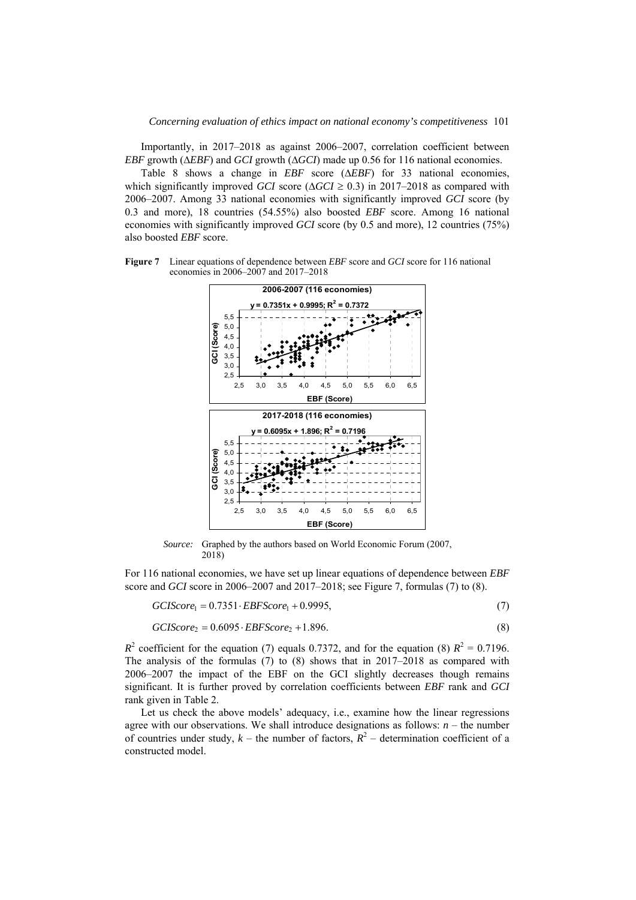Importantly, in 2017–2018 as against 2006–2007, correlation coefficient between *EBF* growth ($\Delta EBF$) and *GCI* growth ($\Delta GCI$) made up 0.56 for 116 national economies.

Table 8 shows a change in *EBF* score ($\Delta EBF$) for 33 national economies, which significantly improved *GCI* score ($\Delta GCI \geq 0.3$) in 2017–2018 as compared with 2006–2007. Among 33 national economies with significantly improved *GCI* score (by 0.3 and more), 18 countries (54.55%) also boosted *EBF* score. Among 16 national economies with significantly improved *GCI* score (by 0.5 and more), 12 countries (75%) also boosted *EBF* score.

**Figure 7** Linear equations of dependence between *EBF* score and *GCI* score for 116 national economies in 2006–2007 and 2017–2018

*Source:* Graphed by the authors based on World Economic Forum (2007, 2018)

For 116 national economies, we have set up linear equations of dependence between *EBF* score and *GCI* score in 2006–2007 and 2017–2018; see Figure 7, formulas (7) to (8).

$$GCIScore_1 = 0.7351 \cdot EBFScore_1 + 0.9995, \tag{7}$$

$$GCIScore_2 = 0.6095 \cdot EBFScore_2 + 1.896. \tag{8}$$

$R^2$ coefficient for the equation (7) equals 0.7372, and for the equation (8) $R^2 = 0.7196$. The analysis of the formulas (7) to (8) shows that in 2017–2018 as compared with 2006–2007 the impact of the EBF on the GCI slightly decreases though remains significant. It is further proved by correlation coefficients between *EBF* rank and *GCI* rank given in Table 2.

Let us check the above models' adequacy, i.e., examine how the linear regressions agree with our observations. We shall introduce designations as follows: $n$ – the number of countries under study, $k$ – the number of factors, $R^2$ – determination coefficient of a constructed model.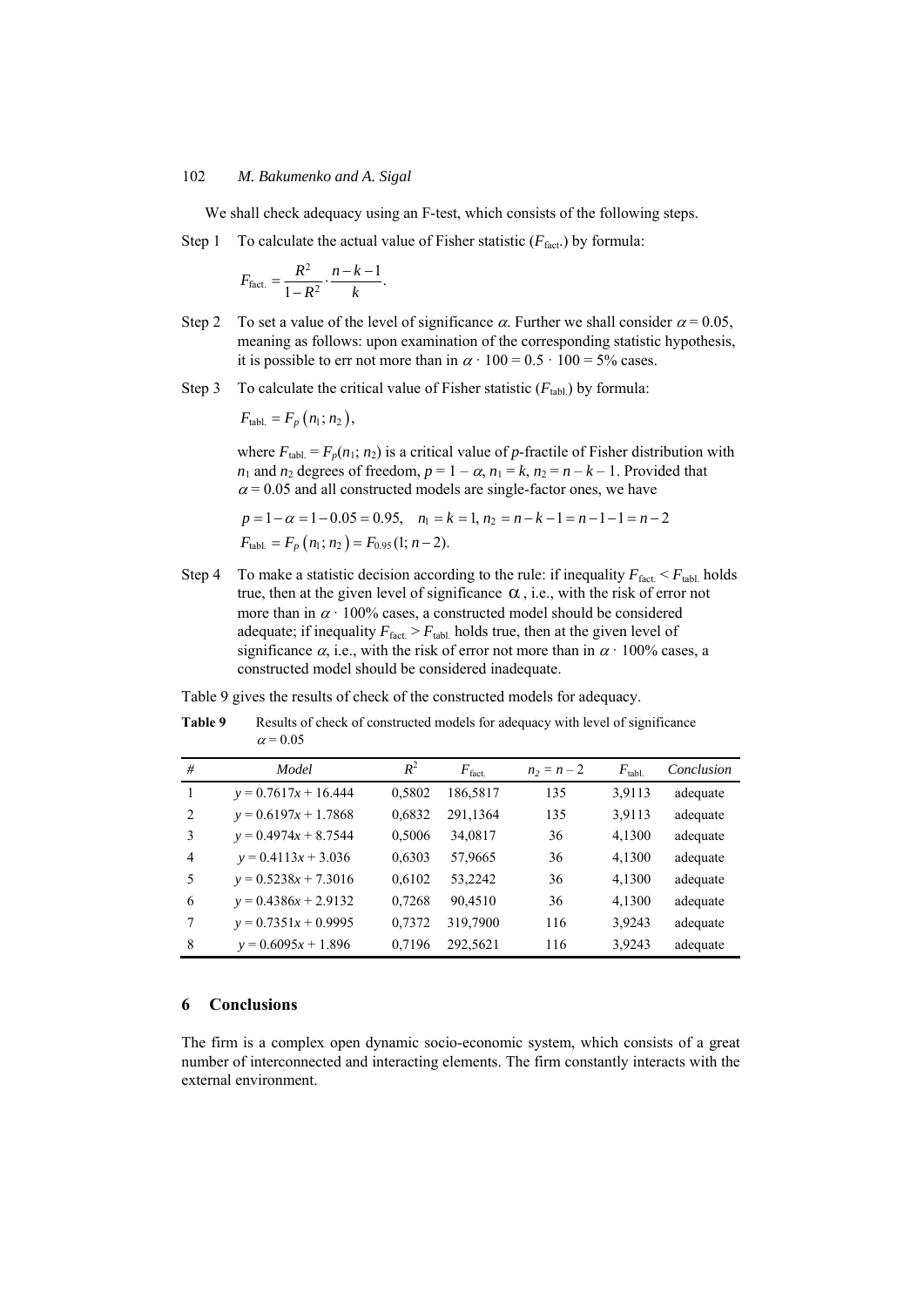We shall check adequacy using an F-test, which consists of the following steps.

Step 1 To calculate the actual value of Fisher statistic ($F_{\text{fact.}}$) by formula:

$$F_{\text{fact.}} = \frac{R^2}{1-R^2} \cdot \frac{n-k-1}{k}.$$

Step 2 To set a value of the level of significance $\alpha$. Further we shall consider $\alpha = 0.05$, meaning as follows: upon examination of the corresponding statistic hypothesis, it is possible to err not more than in $\alpha \cdot 100 = 0.5 \cdot 100 = 5\%$ cases.

Step 3 To calculate the critical value of Fisher statistic ($F_{\text{tabl.}}$) by formula:

$$F_{\text{tabl.}} = F_p\left(n_1; n_2\right),$$

where $F_{\text{tabl.}} = F_p(n_1; n_2)$ is a critical value of $p$-fractile of Fisher distribution with $n_1$ and $n_2$ degrees of freedom, $p = 1 - \alpha$, $n_1 = k$, $n_2 = n - k - 1$. Provided that $\alpha = 0.05$ and all constructed models are single-factor ones, we have

$$p = 1 - \alpha = 1 - 0.05 = 0.95, \quad n_1 = k = 1, n_2 = n - k - 1 = n - 1 - 1 = n - 2$$
$$F_{\text{tabl.}} = F_p\left(n_1; n_2\right) = F_{0.95}(1; n-2).$$

Step 4 To make a statistic decision according to the rule: if inequality $F_{\text{fact.}} < F_{\text{tabl.}}$ holds true, then at the given level of significance $\alpha$, i.e., with the risk of error not more than in $\alpha \cdot 100\%$ cases, a constructed model should be considered adequate; if inequality $F_{\text{fact.}} > F_{\text{tabl.}}$ holds true, then at the given level of significance $\alpha$, i.e., with the risk of error not more than in $\alpha \cdot 100\%$ cases, a constructed model should be considered inadequate.

Table 9 gives the results of check of the constructed models for adequacy.

**Table 9** Results of check of constructed models for adequacy with level of significance $\alpha = 0.05$

| # | Model | $R^2$ | $F_{\text{fact.}}$ | $n_2 = n - 2$ | $F_{\text{tabl.}}$ | Conclusion |
|---|---|---|---|---|---|---|
| 1 | $y = 0.7617x + 16.444$ | 0,5802 | 186,5817 | 135 | 3,9113 | adequate |
| 2 | $y = 0.6197x + 1.7868$ | 0,6832 | 291,1364 | 135 | 3,9113 | adequate |
| 3 | $y = 0.4974x + 8.7544$ | 0,5006 | 34,0817 | 36 | 4,1300 | adequate |
| 4 | $y = 0.4113x + 3.036$ | 0,6303 | 57,9665 | 36 | 4,1300 | adequate |
| 5 | $y = 0.5238x + 7.3016$ | 0,6102 | 53,2242 | 36 | 4,1300 | adequate |
| 6 | $y = 0.4386x + 2.9132$ | 0,7268 | 90,4510 | 36 | 4,1300 | adequate |
| 7 | $y = 0.7351x + 0.9995$ | 0,7372 | 319,7900 | 116 | 3,9243 | adequate |
| 8 | $y = 0.6095x + 1.896$ | 0,7196 | 292,5621 | 116 | 3,9243 | adequate |

## 6 Conclusions

The firm is a complex open dynamic socio-economic system, which consists of a great number of interconnected and interacting elements. The firm constantly interacts with the external environment.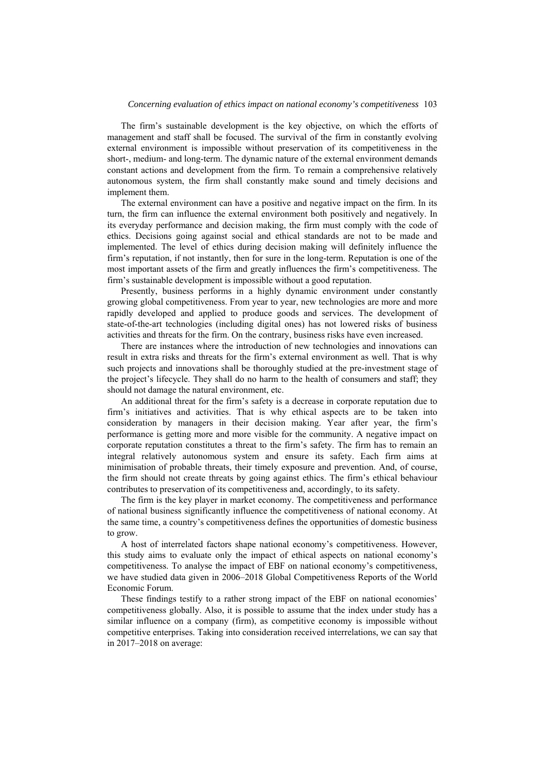The firm's sustainable development is the key objective, on which the efforts of management and staff shall be focused. The survival of the firm in constantly evolving external environment is impossible without preservation of its competitiveness in the short-, medium- and long-term. The dynamic nature of the external environment demands constant actions and development from the firm. To remain a comprehensive relatively autonomous system, the firm shall constantly make sound and timely decisions and implement them.

The external environment can have a positive and negative impact on the firm. In its turn, the firm can influence the external environment both positively and negatively. In its everyday performance and decision making, the firm must comply with the code of ethics. Decisions going against social and ethical standards are not to be made and implemented. The level of ethics during decision making will definitely influence the firm's reputation, if not instantly, then for sure in the long-term. Reputation is one of the most important assets of the firm and greatly influences the firm's competitiveness. The firm's sustainable development is impossible without a good reputation.

Presently, business performs in a highly dynamic environment under constantly growing global competitiveness. From year to year, new technologies are more and more rapidly developed and applied to produce goods and services. The development of state-of-the-art technologies (including digital ones) has not lowered risks of business activities and threats for the firm. On the contrary, business risks have even increased.

There are instances where the introduction of new technologies and innovations can result in extra risks and threats for the firm's external environment as well. That is why such projects and innovations shall be thoroughly studied at the pre-investment stage of the project's lifecycle. They shall do no harm to the health of consumers and staff; they should not damage the natural environment, etc.

An additional threat for the firm's safety is a decrease in corporate reputation due to firm's initiatives and activities. That is why ethical aspects are to be taken into consideration by managers in their decision making. Year after year, the firm's performance is getting more and more visible for the community. A negative impact on corporate reputation constitutes a threat to the firm's safety. The firm has to remain an integral relatively autonomous system and ensure its safety. Each firm aims at minimisation of probable threats, their timely exposure and prevention. And, of course, the firm should not create threats by going against ethics. The firm's ethical behaviour contributes to preservation of its competitiveness and, accordingly, to its safety.

The firm is the key player in market economy. The competitiveness and performance of national business significantly influence the competitiveness of national economy. At the same time, a country's competitiveness defines the opportunities of domestic business to grow.

A host of interrelated factors shape national economy's competitiveness. However, this study aims to evaluate only the impact of ethical aspects on national economy's competitiveness. To analyse the impact of EBF on national economy's competitiveness, we have studied data given in 2006–2018 Global Competitiveness Reports of the World Economic Forum.

These findings testify to a rather strong impact of the EBF on national economies' competitiveness globally. Also, it is possible to assume that the index under study has a similar influence on a company (firm), as competitive economy is impossible without competitive enterprises. Taking into consideration received interrelations, we can say that in 2017–2018 on average: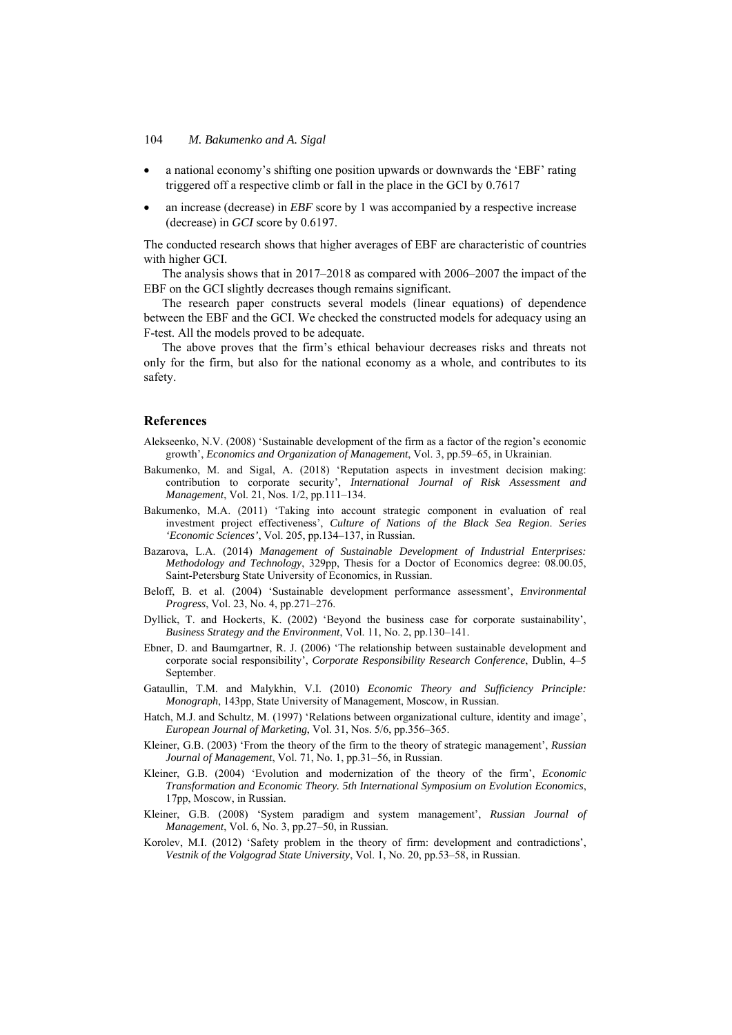- a national economy's shifting one position upwards or downwards the 'EBF' rating triggered off a respective climb or fall in the place in the GCI by 0.7617
- an increase (decrease) in *EBF* score by 1 was accompanied by a respective increase (decrease) in *GCI* score by 0.6197.

The conducted research shows that higher averages of EBF are characteristic of countries with higher GCI.

The analysis shows that in 2017–2018 as compared with 2006–2007 the impact of the EBF on the GCI slightly decreases though remains significant.

The research paper constructs several models (linear equations) of dependence between the EBF and the GCI. We checked the constructed models for adequacy using an F-test. All the models proved to be adequate.

The above proves that the firm's ethical behaviour decreases risks and threats not only for the firm, but also for the national economy as a whole, and contributes to its safety.

## References

Alekseenko, N.V. (2008) 'Sustainable development of the firm as a factor of the region's economic growth', *Economics and Organization of Management*, Vol. 3, pp.59–65, in Ukrainian.

Bakumenko, M. and Sigal, A. (2018) 'Reputation aspects in investment decision making: contribution to corporate security', *International Journal of Risk Assessment and Management*, Vol. 21, Nos. 1/2, pp.111–134.

Bakumenko, M.A. (2011) 'Taking into account strategic component in evaluation of real investment project effectiveness', *Culture of Nations of the Black Sea Region*. *Series 'Economic Sciences'*, Vol. 205, pp.134–137, in Russian.

Bazarova, L.A. (2014) *Management of Sustainable Development of Industrial Enterprises: Methodology and Technology*, 329pp, Thesis for a Doctor of Economics degree: 08.00.05, Saint-Petersburg State University of Economics, in Russian.

Beloff, B. et al. (2004) 'Sustainable development performance assessment', *Environmental Progress*, Vol. 23, No. 4, pp.271–276.

Dyllick, T. and Hockerts, K. (2002) 'Beyond the business case for corporate sustainability', *Business Strategy and the Environment*, Vol. 11, No. 2, pp.130–141.

Ebner, D. and Baumgartner, R. J. (2006) 'The relationship between sustainable development and corporate social responsibility', *Corporate Responsibility Research Conference*, Dublin, 4–5 September.

Gataullin, T.M. and Malykhin, V.I. (2010) *Economic Theory and Sufficiency Principle: Monograph*, 143pp, State University of Management, Moscow, in Russian.

Hatch, M.J. and Schultz, M. (1997) 'Relations between organizational culture, identity and image', *European Journal of Marketing*, Vol. 31, Nos. 5/6, pp.356–365.

Kleiner, G.B. (2003) 'From the theory of the firm to the theory of strategic management', *Russian Journal of Management*, Vol. 71, No. 1, pp.31–56, in Russian.

Kleiner, G.B. (2004) 'Evolution and modernization of the theory of the firm', *Economic Transformation and Economic Theory. 5th International Symposium on Evolution Economics*, 17pp, Moscow, in Russian.

Kleiner, G.B. (2008) 'System paradigm and system management', *Russian Journal of Management*, Vol. 6, No. 3, pp.27–50, in Russian.

Korolev, M.I. (2012) 'Safety problem in the theory of firm: development and contradictions', *Vestnik of the Volgograd State University*, Vol. 1, No. 20, pp.53–58, in Russian.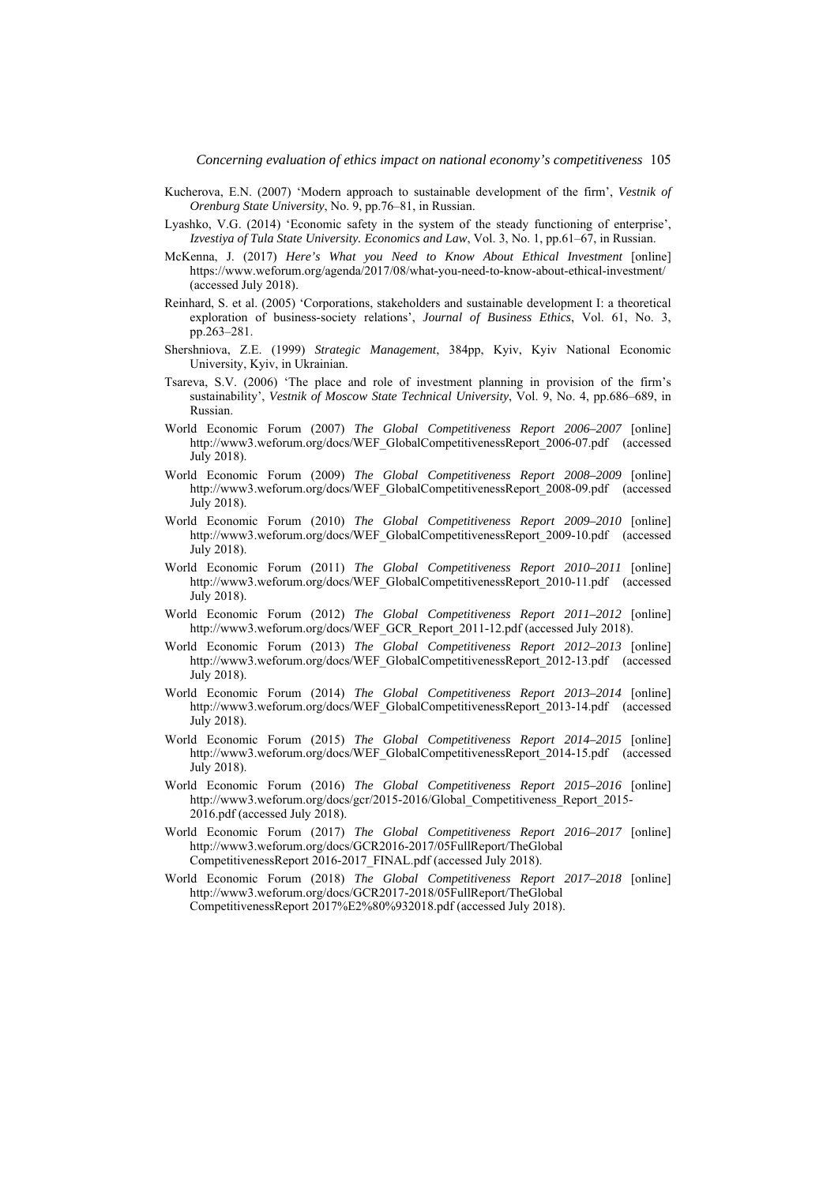Kucherova, E.N. (2007) 'Modern approach to sustainable development of the firm', *Vestnik of Orenburg State University*, No. 9, pp.76–81, in Russian.

Lyashko, V.G. (2014) 'Economic safety in the system of the steady functioning of enterprise', *Izvestiya of Tula State University. Economics and Law*, Vol. 3, No. 1, pp.61–67, in Russian.

McKenna, J. (2017) *Here's What you Need to Know About Ethical Investment* [online] https://www.weforum.org/agenda/2017/08/what-you-need-to-know-about-ethical-investment/ (accessed July 2018).

Reinhard, S. et al. (2005) 'Corporations, stakeholders and sustainable development I: a theoretical exploration of business-society relations', *Journal of Business Ethics*, Vol. 61, No. 3, pp.263–281.

Shershniova, Z.E. (1999) *Strategic Management*, 384pp, Kyiv, Kyiv National Economic University, Kyiv, in Ukrainian.

Tsareva, S.V. (2006) 'The place and role of investment planning in provision of the firm's sustainability', *Vestnik of Moscow State Technical University*, Vol. 9, No. 4, pp.686–689, in Russian.

World Economic Forum (2007) *The Global Competitiveness Report 2006–2007* [online] http://www3.weforum.org/docs/WEF_GlobalCompetitivenessReport_2006-07.pdf (accessed July 2018).

World Economic Forum (2009) *The Global Competitiveness Report 2008–2009* [online] http://www3.weforum.org/docs/WEF_GlobalCompetitivenessReport_2008-09.pdf (accessed July 2018).

World Economic Forum (2010) *The Global Competitiveness Report 2009–2010* [online] http://www3.weforum.org/docs/WEF_GlobalCompetitivenessReport_2009-10.pdf (accessed July 2018).

World Economic Forum (2011) *The Global Competitiveness Report 2010–2011* [online] http://www3.weforum.org/docs/WEF_GlobalCompetitivenessReport_2010-11.pdf (accessed July 2018).

World Economic Forum (2012) *The Global Competitiveness Report 2011–2012* [online] http://www3.weforum.org/docs/WEF_GCR_Report_2011-12.pdf (accessed July 2018).

World Economic Forum (2013) *The Global Competitiveness Report 2012–2013* [online] http://www3.weforum.org/docs/WEF_GlobalCompetitivenessReport_2012-13.pdf (accessed July 2018).

World Economic Forum (2014) *The Global Competitiveness Report 2013–2014* [online] http://www3.weforum.org/docs/WEF_GlobalCompetitivenessReport_2013-14.pdf (accessed July 2018).

World Economic Forum (2015) *The Global Competitiveness Report 2014–2015* [online] http://www3.weforum.org/docs/WEF_GlobalCompetitivenessReport_2014-15.pdf (accessed July 2018).

World Economic Forum (2016) *The Global Competitiveness Report 2015–2016* [online] http://www3.weforum.org/docs/gcr/2015-2016/Global_Competitiveness_Report_2015-2016.pdf (accessed July 2018).

World Economic Forum (2017) *The Global Competitiveness Report 2016–2017* [online] http://www3.weforum.org/docs/GCR2016-2017/05FullReport/TheGlobal CompetitivenessReport 2016-2017_FINAL.pdf (accessed July 2018).

World Economic Forum (2018) *The Global Competitiveness Report 2017–2018* [online] http://www3.weforum.org/docs/GCR2017-2018/05FullReport/TheGlobal CompetitivenessReport 2017%E2%80%932018.pdf (accessed July 2018).